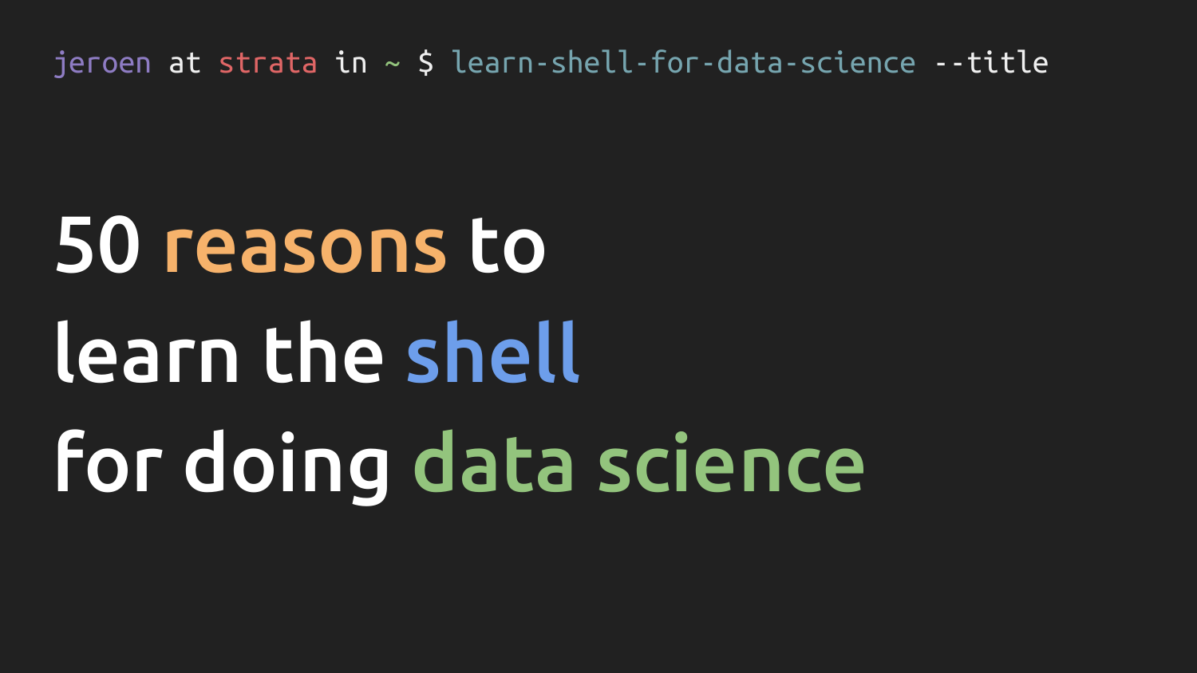```
jeroen at strata in ~ $ learn-shell-for-data-science --title
```

# 50 reasons to learn the shell for doing data science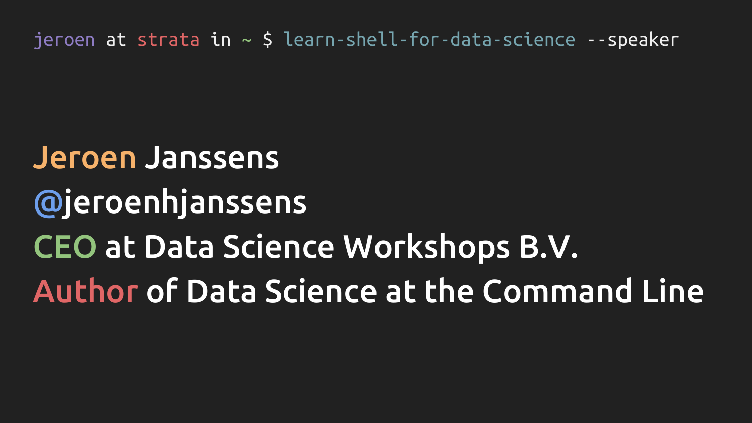```
jeroen at strata in ~ $ learn-shell-for-data-science --speaker
```

Jeroen Janssens

@jeroenhjanssens

CEO at Data Science Workshops B.V.

Author of Data Science at the Command Line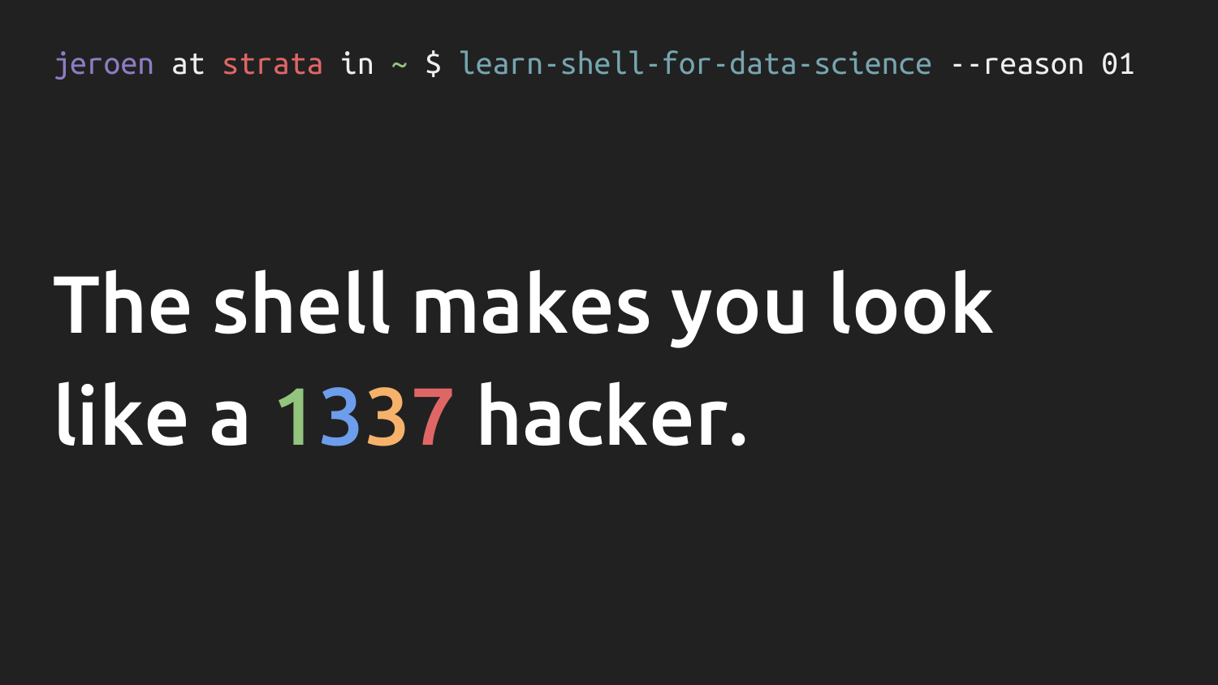```
jeroen at strata in ~ $ learn-shell-for-data-science --reason 01
```

# The shell makes you look like a 1337 hacker.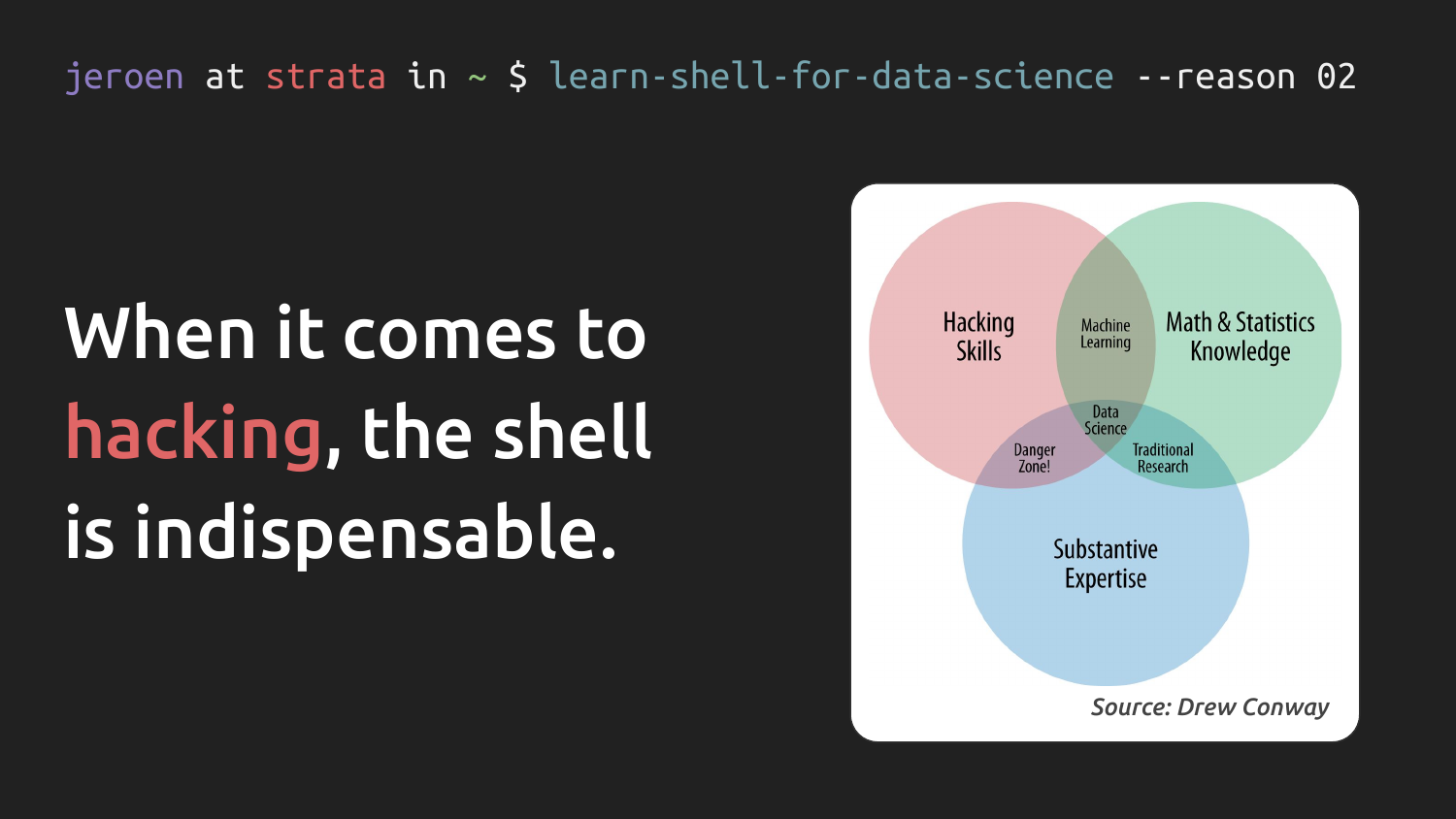```
jeroen at strata in ~ $ learn-shell-for-data-science --reason 02
```

# When it comes to hacking, the shell is indispensable.

Hacking Skills

Machine Learning

Math & Statistics Knowledge

Data Science

Danger Zone!

Traditional Research

Substantive Expertise

*Source: Drew Conway*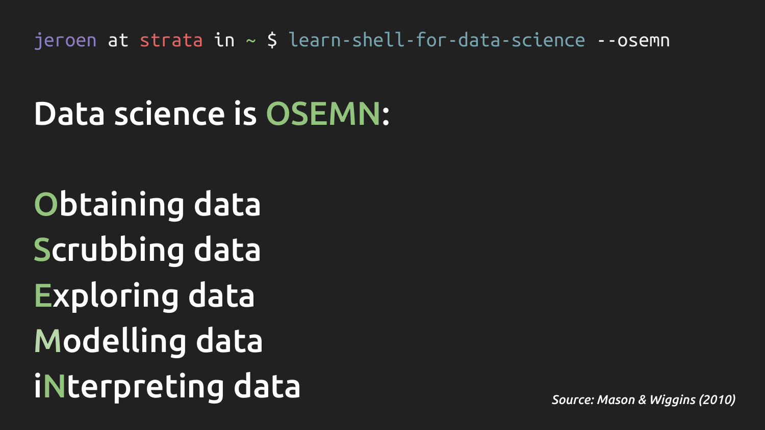```
jeroen at strata in ~ $ learn-shell-for-data-science --osemn
```

# Data science is OSEMN:

**O**btaining data
**S**crubbing data
**E**xploring data
**M**odelling data
i**N**terpreting data

*Source: Mason & Wiggins (2010)*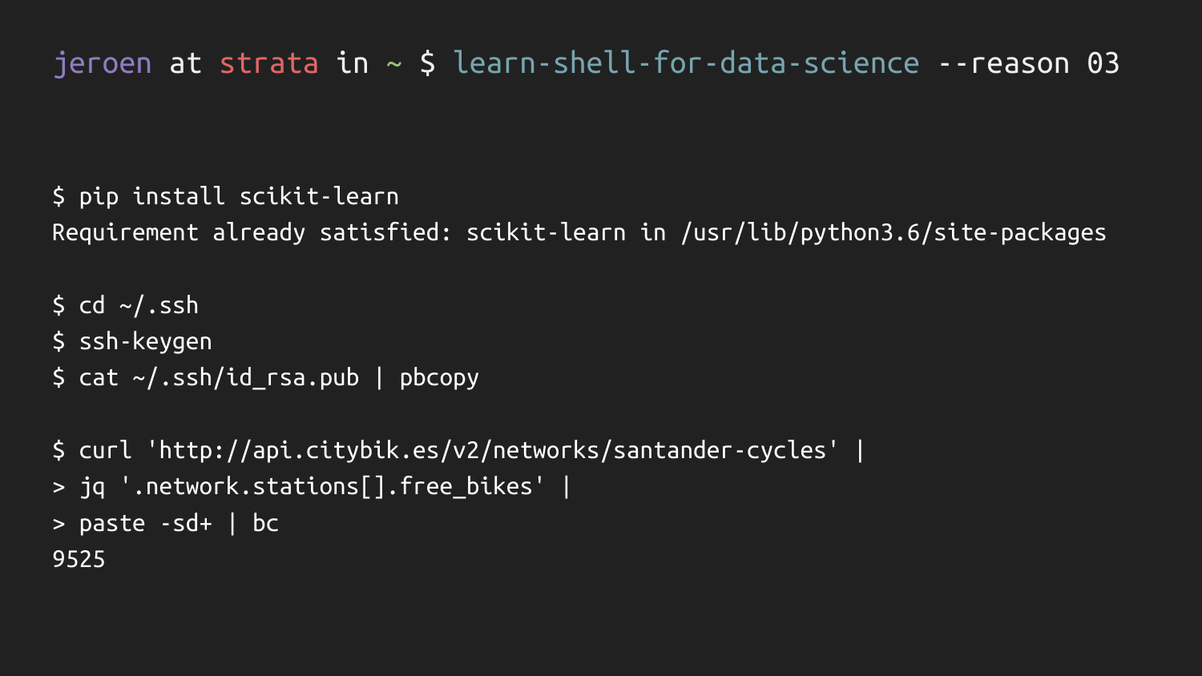```
jeroen at strata in ~ $ learn-shell-for-data-science --reason 03
```

```
$ pip install scikit-learn
Requirement already satisfied: scikit-learn in /usr/lib/python3.6/site-packages

$ cd ~/.ssh
$ ssh-keygen
$ cat ~/.ssh/id_rsa.pub | pbcopy

$ curl 'http://api.citybik.es/v2/networks/santander-cycles' |
> jq '.network.stations[].free_bikes' |
> paste -sd+ | bc
9525
```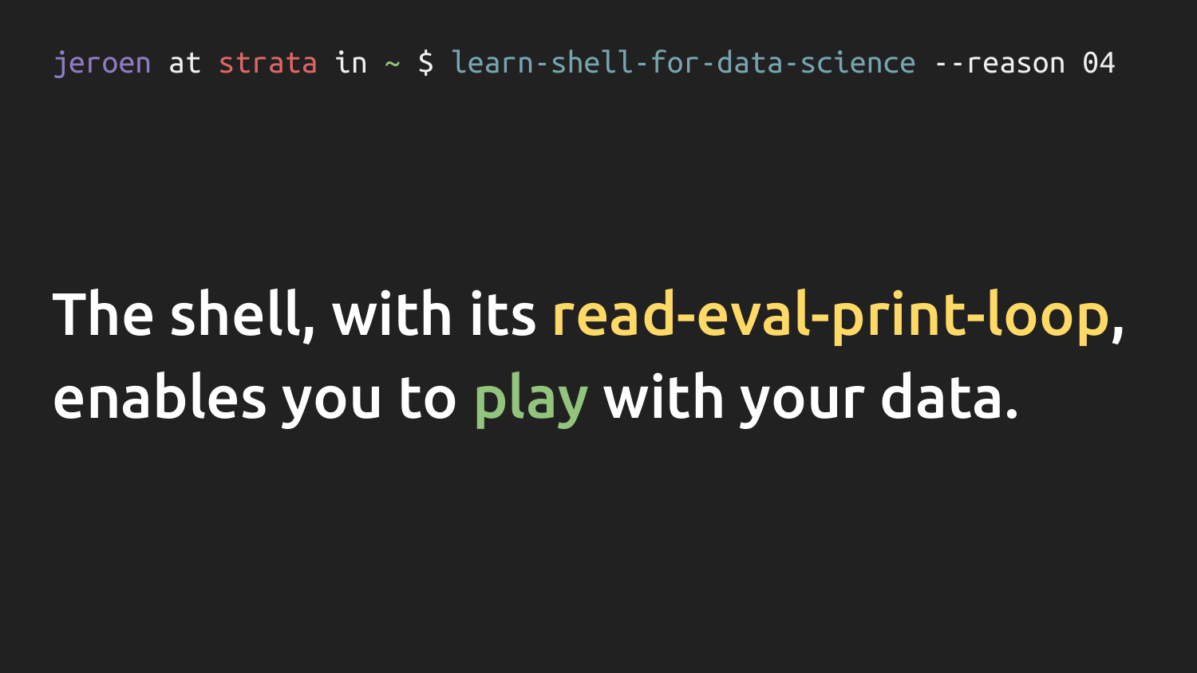```
jeroen at strata in ~ $ learn-shell-for-data-science --reason 04
```

# The shell, with its read-eval-print-loop, enables you to play with your data.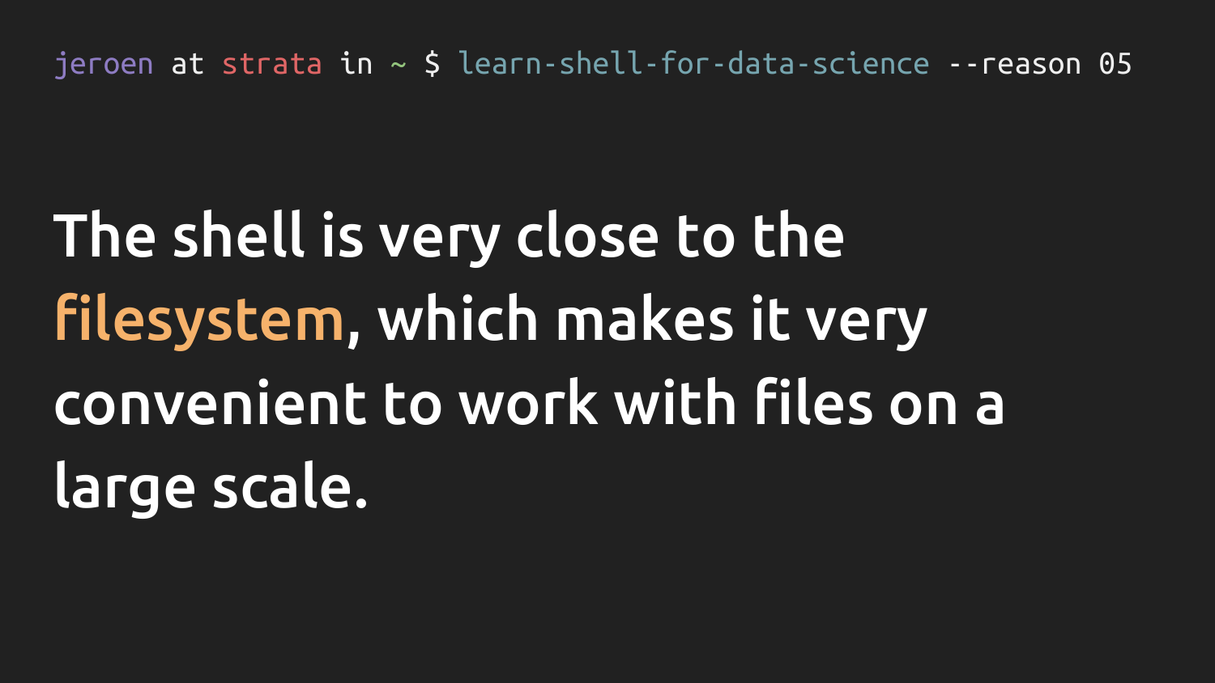```
jeroen at strata in ~ $ learn-shell-for-data-science --reason 05
```

# The shell is very close to the filesystem, which makes it very convenient to work with files on a large scale.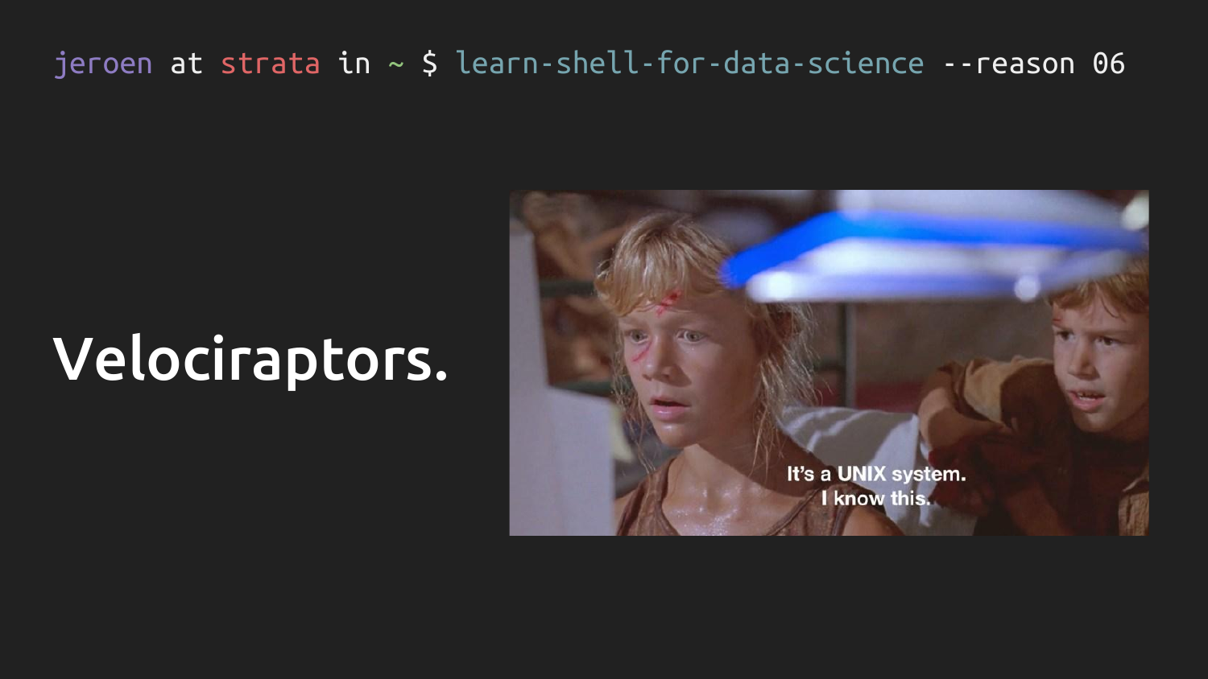```
jeroen at strata in ~ $ learn-shell-for-data-science --reason 06
```

# Velociraptors.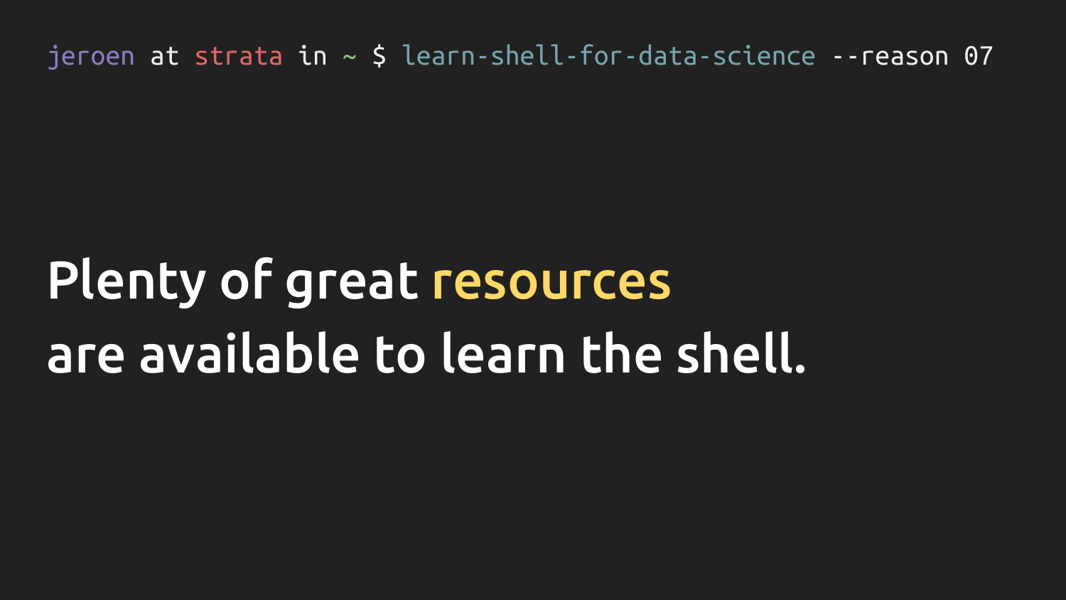```
jeroen at strata in ~ $ learn-shell-for-data-science --reason 07
```

# Plenty of great resources are available to learn the shell.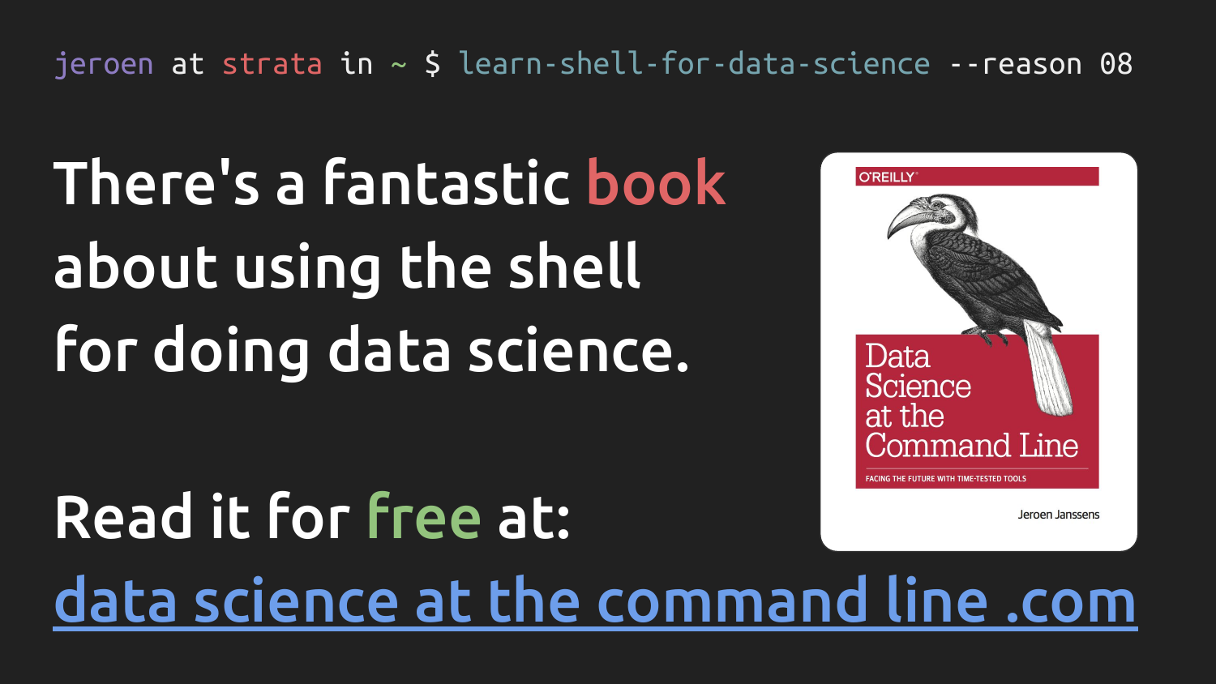```
jeroen at strata in ~ $ learn-shell-for-data-science --reason 08
```

There's a fantastic book about using the shell for doing data science.

Read it for free at:

data science at the command line .com

O'REILLY

Data Science at the Command Line

FACING THE FUTURE WITH TIME-TESTED TOOLS

Jeroen Janssens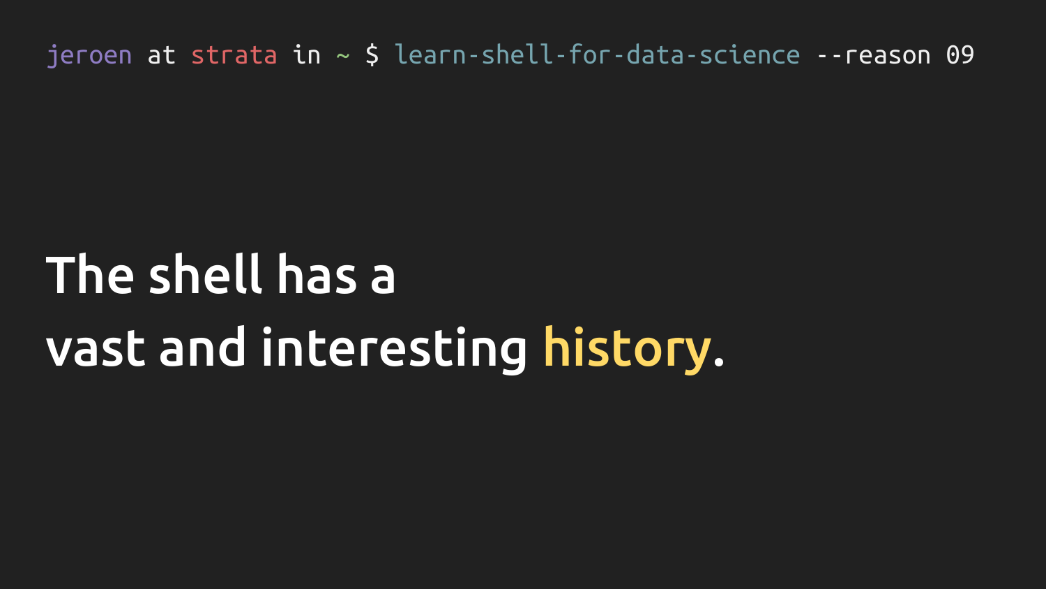```
jeroen at strata in ~ $ learn-shell-for-data-science --reason 09
```

# The shell has a vast and interesting history.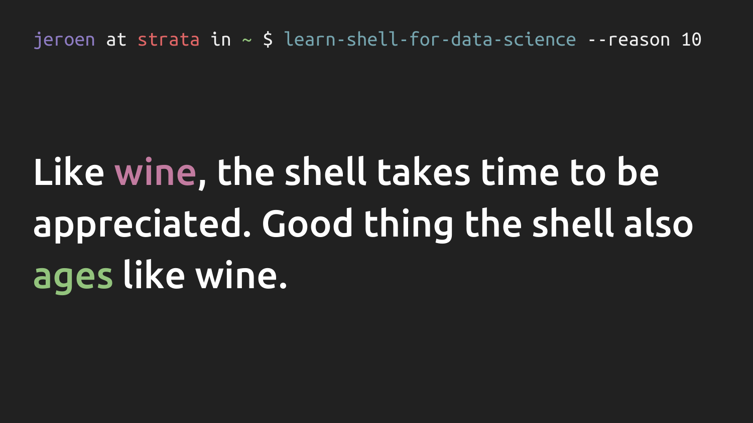```
jeroen at strata in ~ $ learn-shell-for-data-science --reason 10
```

Like wine, the shell takes time to be appreciated. Good thing the shell also ages like wine.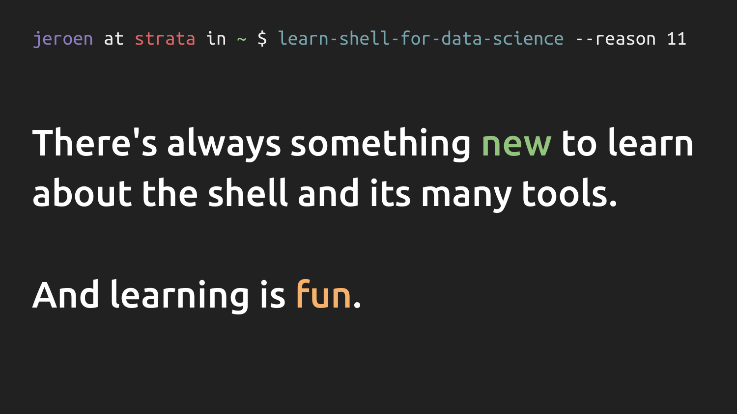```
jeroen at strata in ~ $ learn-shell-for-data-science --reason 11
```

There's always something new to learn about the shell and its many tools.

And learning is fun.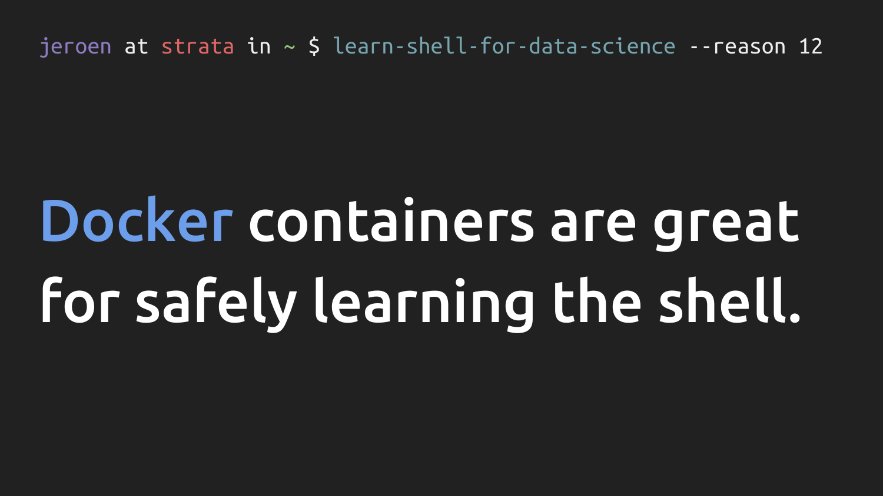```
jeroen at strata in ~ $ learn-shell-for-data-science --reason 12
```

# Docker containers are great for safely learning the shell.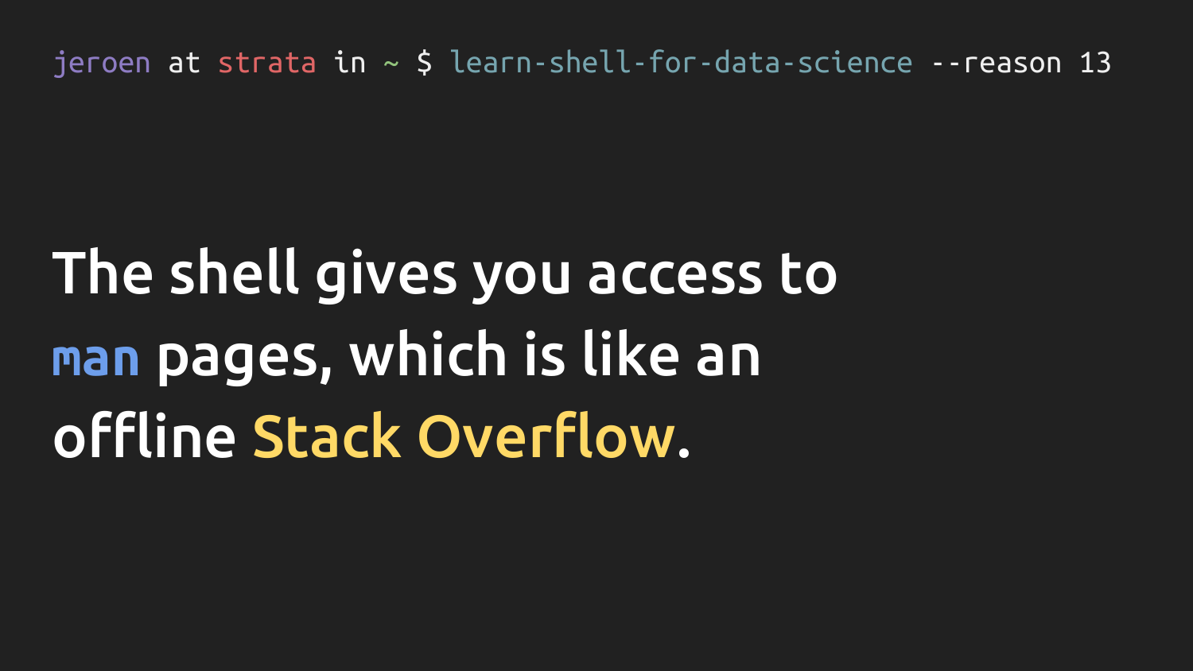```
jeroen at strata in ~ $ learn-shell-for-data-science --reason 13
```

# The shell gives you access to `man` pages, which is like an offline Stack Overflow.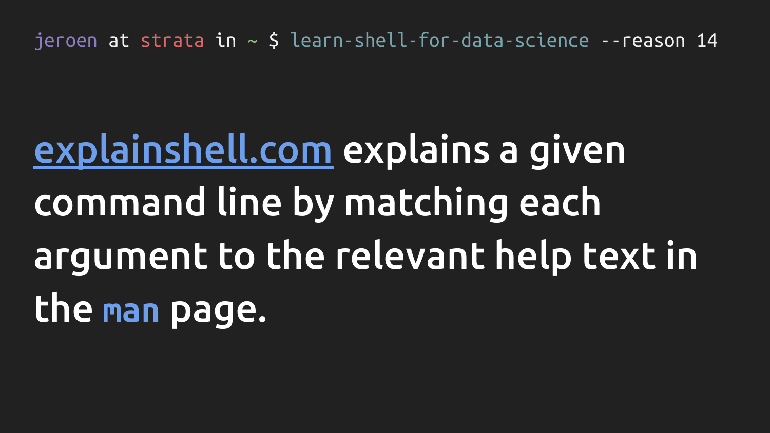```
jeroen at strata in ~ $ learn-shell-for-data-science --reason 14
```

[explainshell.com](https://explainshell.com) explains a given command line by matching each argument to the relevant help text in the `man` page.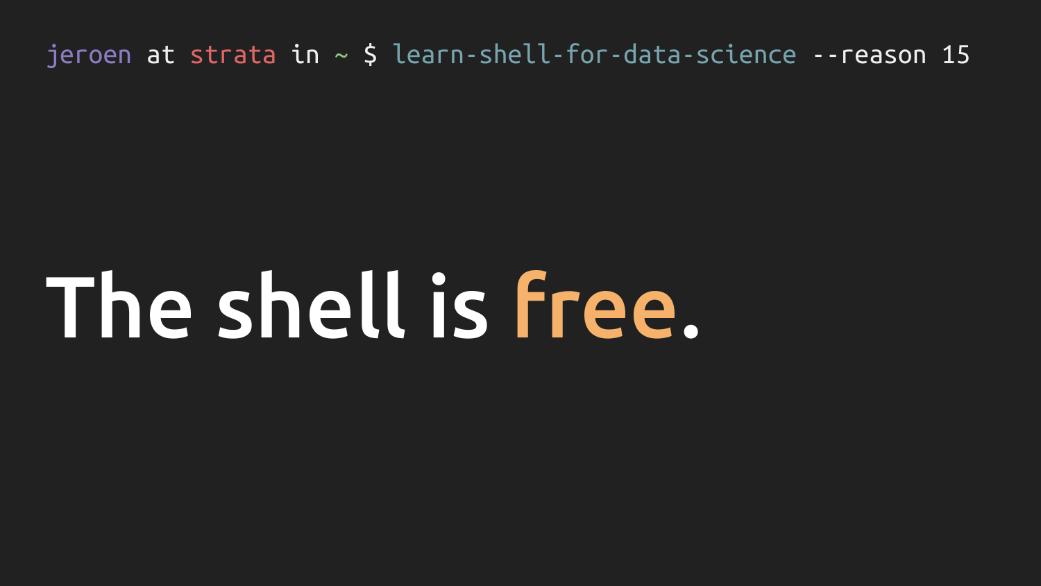```
jeroen at strata in ~ $ learn-shell-for-data-science --reason 15
```

# The shell is free.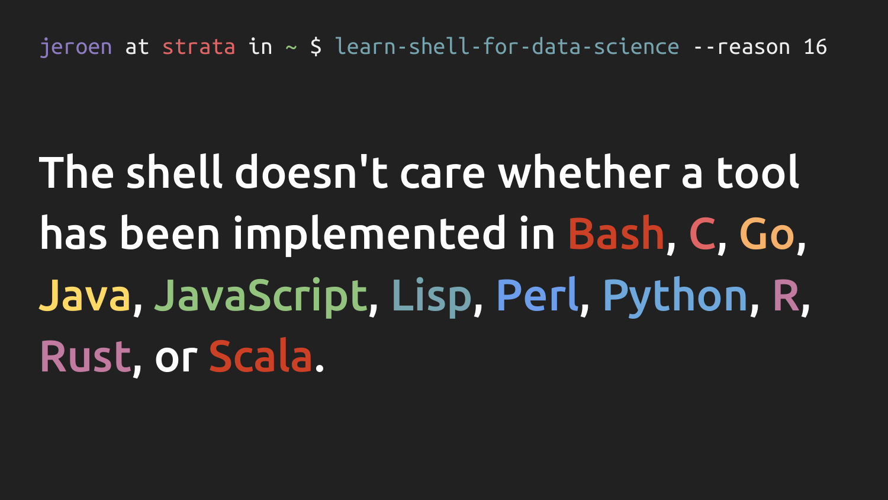```
jeroen at strata in ~ $ learn-shell-for-data-science --reason 16
```

# The shell doesn't care whether a tool has been implemented in Bash, C, Go, Java, JavaScript, Lisp, Perl, Python, R, Rust, or Scala.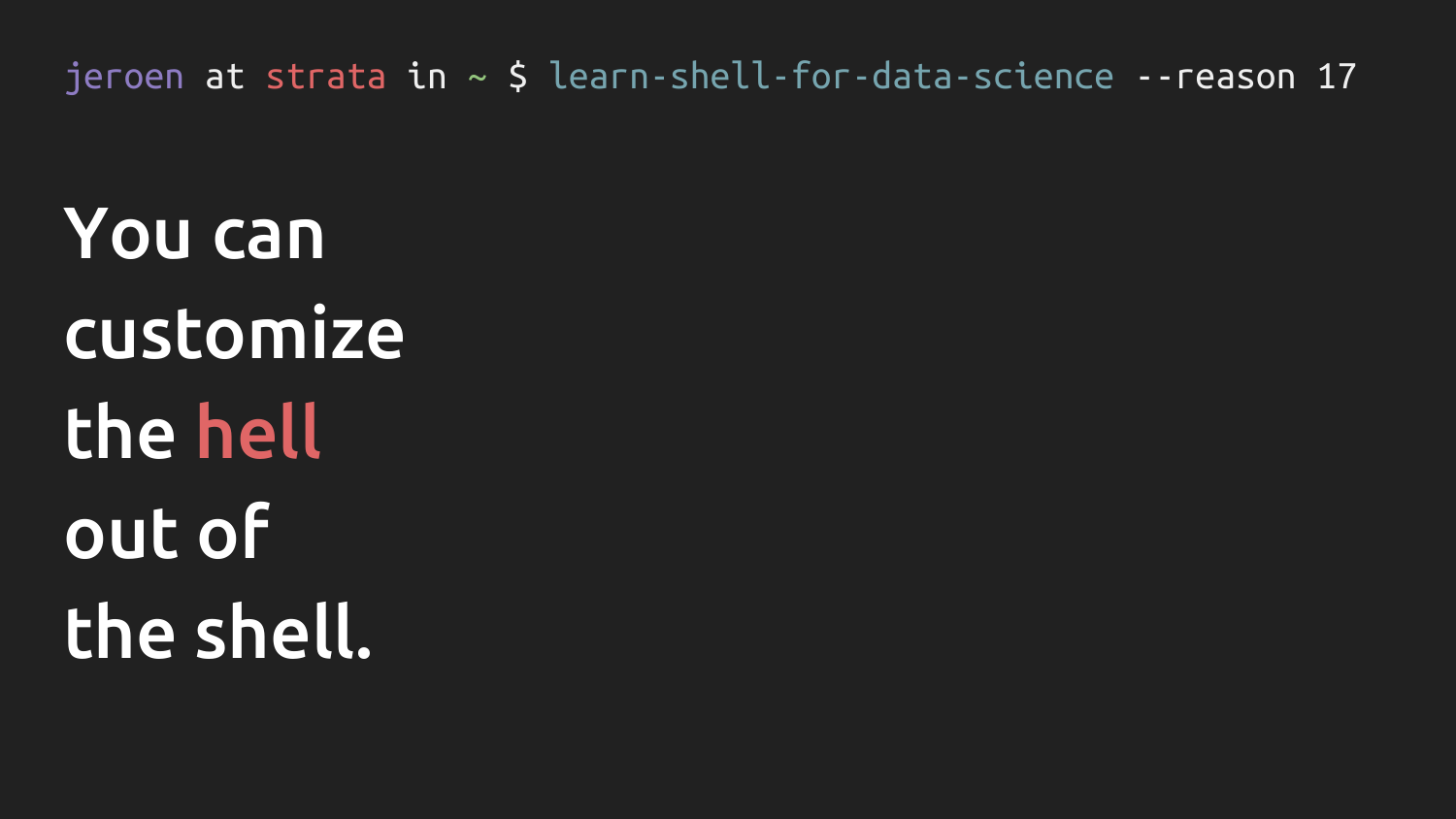```
jeroen at strata in ~ $ learn-shell-for-data-science --reason 17
```

# You can customize the hell out of the shell.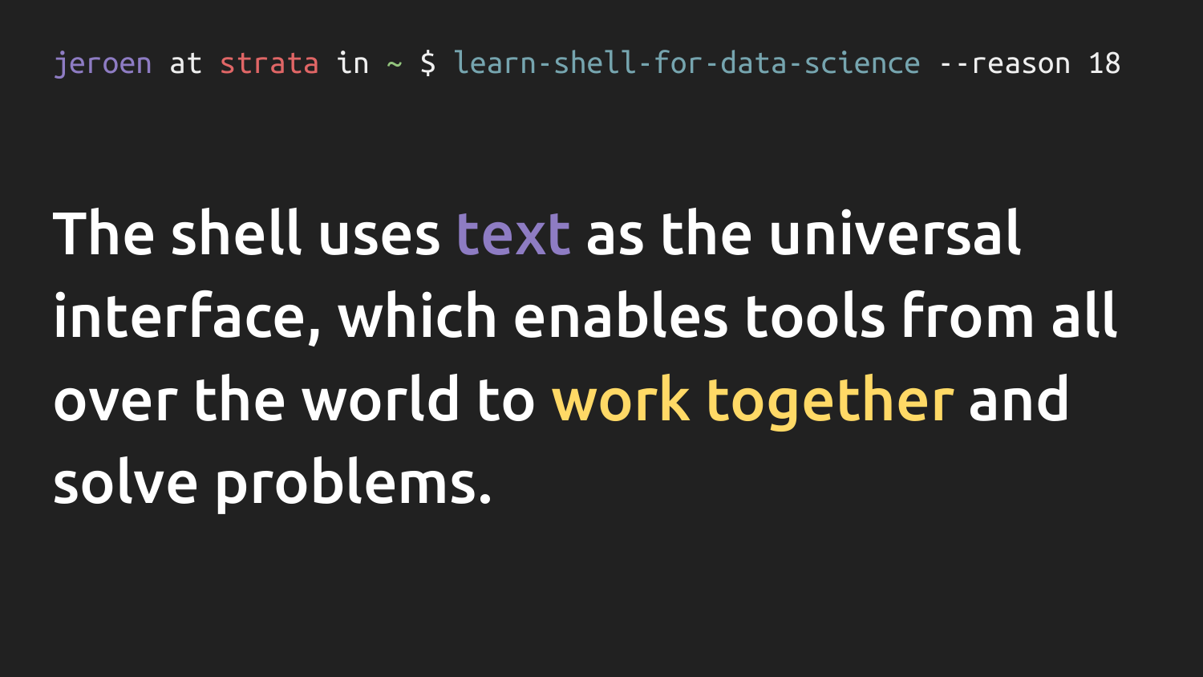```
jeroen at strata in ~ $ learn-shell-for-data-science --reason 18
```

# The shell uses **text** as the universal interface, which enables tools from all over the world to **work together** and solve problems.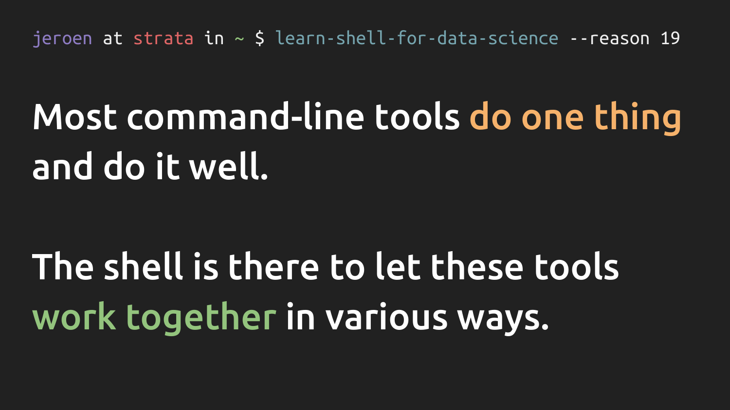```
jeroen at strata in ~ $ learn-shell-for-data-science --reason 19
```

Most command-line tools do one thing and do it well.

The shell is there to let these tools work together in various ways.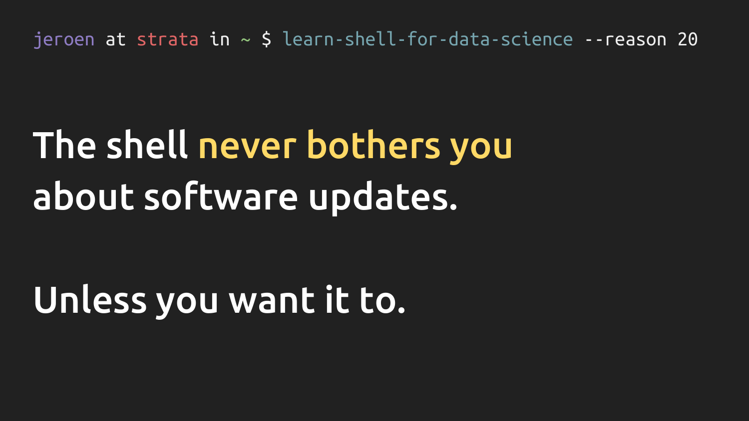```
jeroen at strata in ~ $ learn-shell-for-data-science --reason 20
```

# The shell **never bothers you** about software updates.

# Unless you want it to.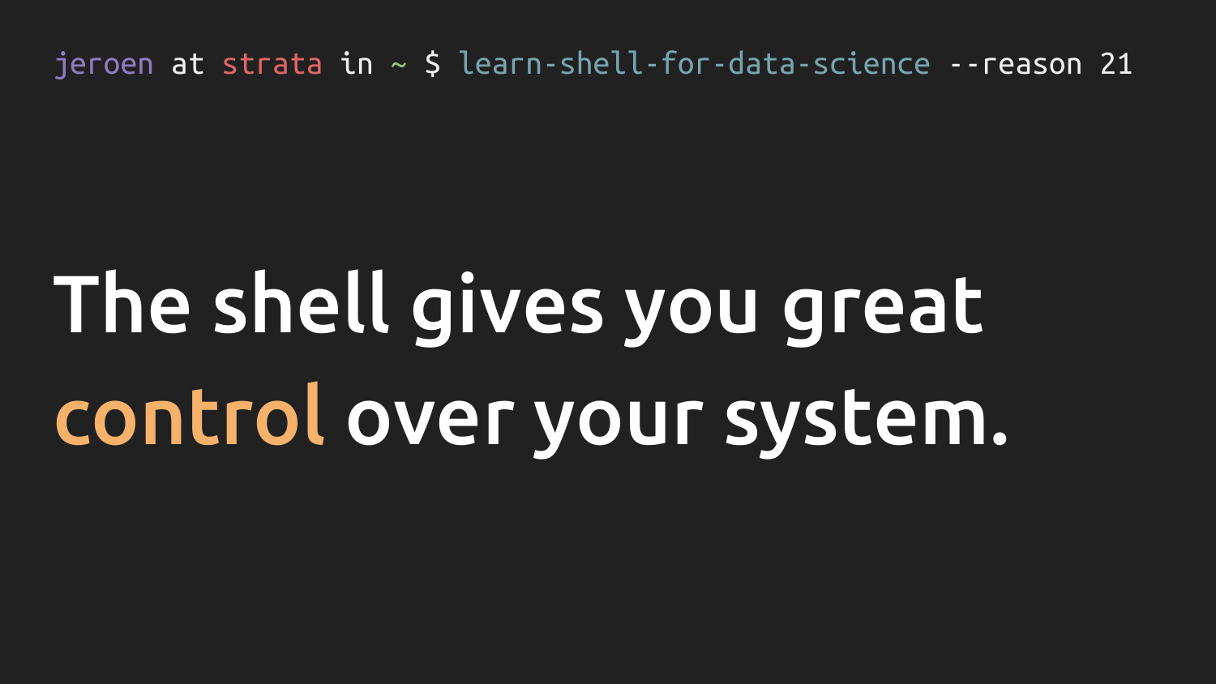```
jeroen at strata in ~ $ learn-shell-for-data-science --reason 21
```

# The shell gives you great **control** over your system.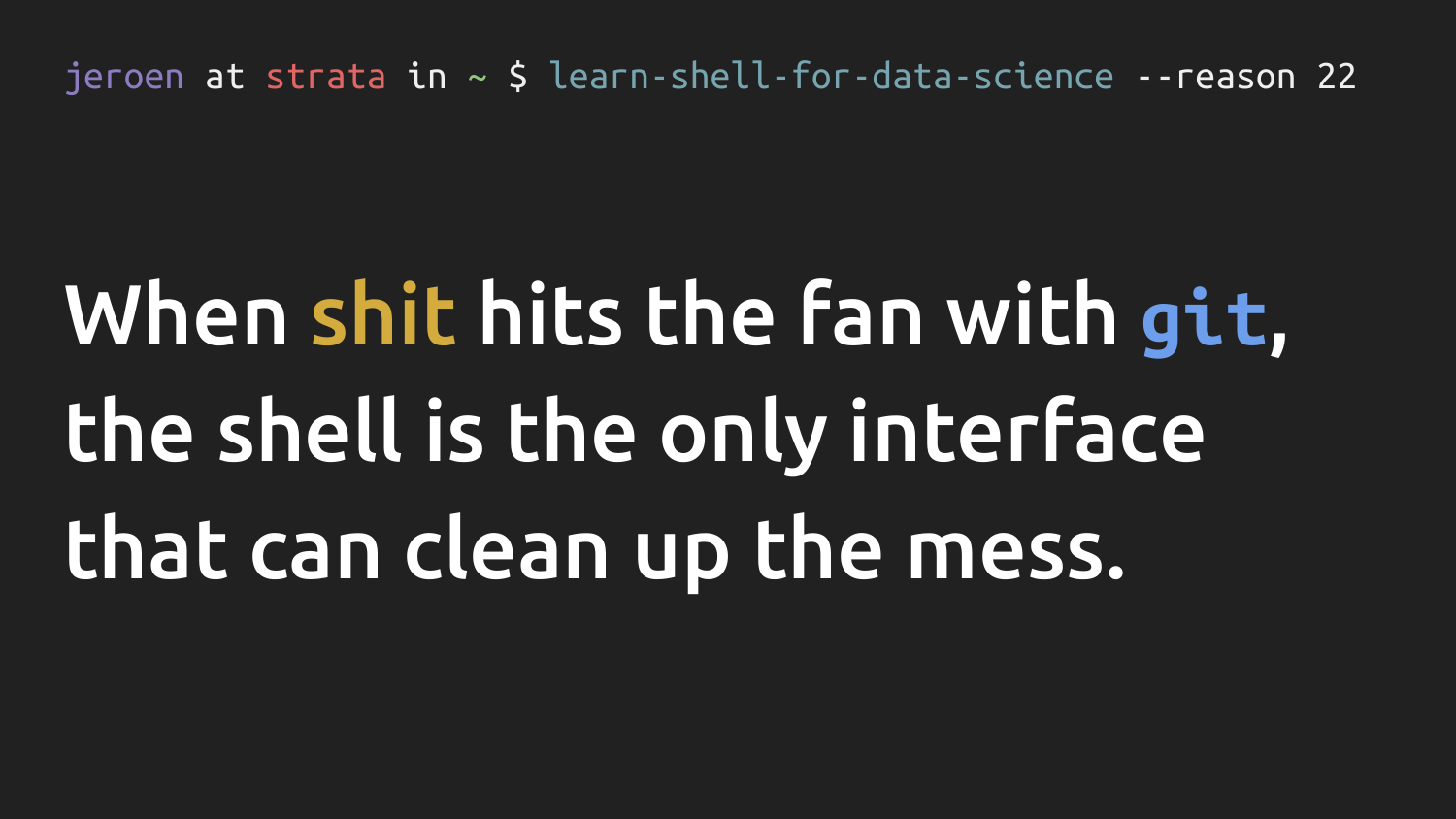```
jeroen at strata in ~ $ learn-shell-for-data-science --reason 22
```

# When shit hits the fan with git, the shell is the only interface that can clean up the mess.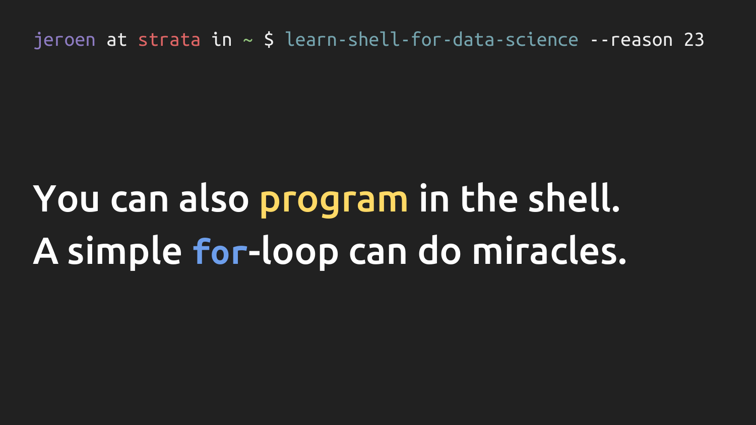```
jeroen at strata in ~ $ learn-shell-for-data-science --reason 23
```

You can also **program** in the shell.
A simple **for**-loop can do miracles.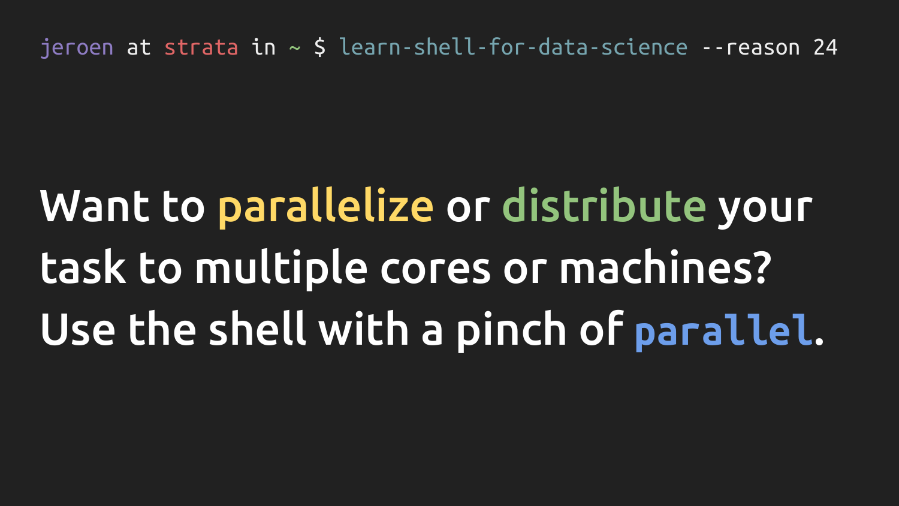```
jeroen at strata in ~ $ learn-shell-for-data-science --reason 24
```

Want to parallelize or distribute your task to multiple cores or machines? Use the shell with a pinch of `parallel`.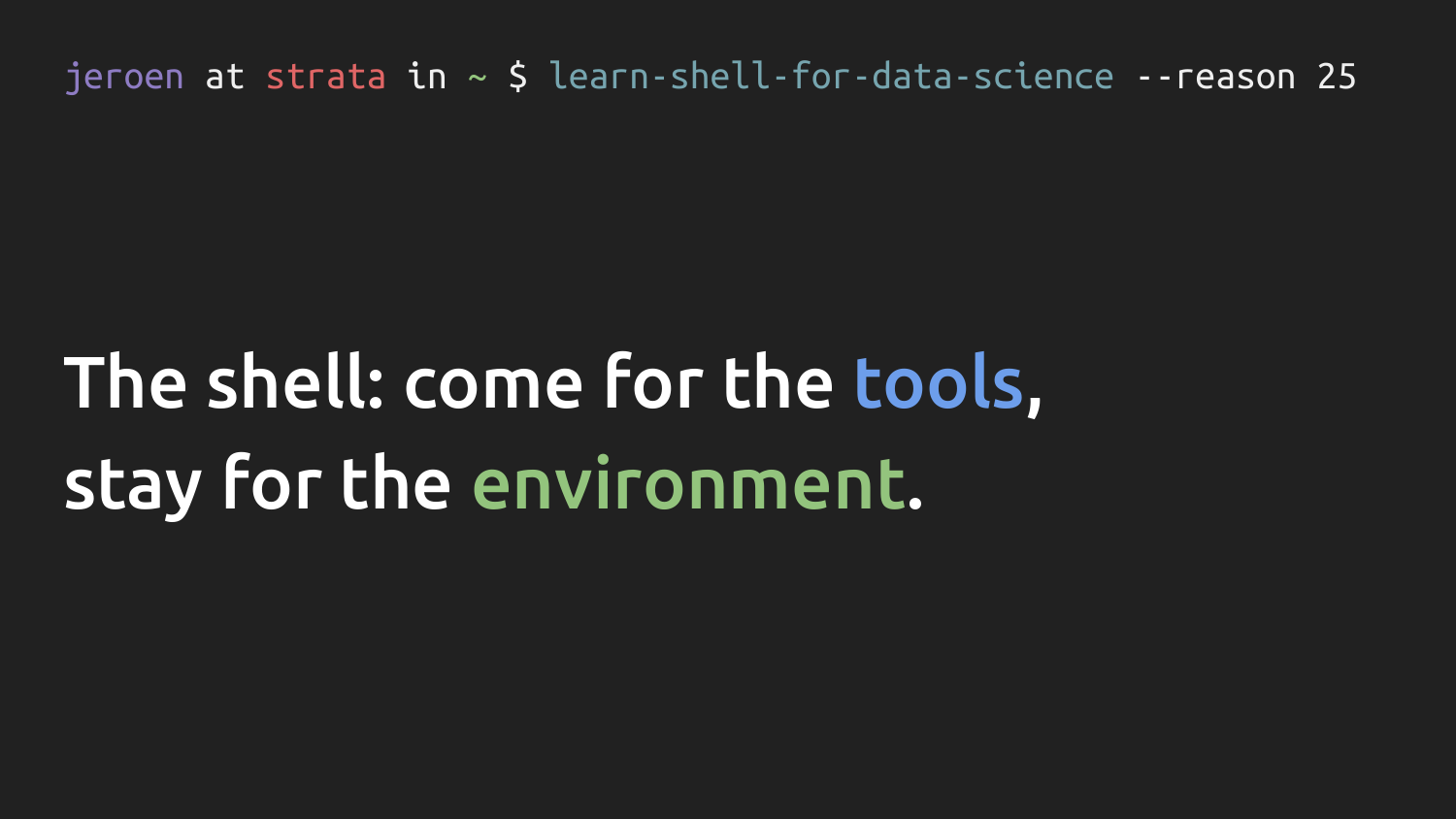```
jeroen at strata in ~ $ learn-shell-for-data-science --reason 25
```

# The shell: come for the tools, stay for the environment.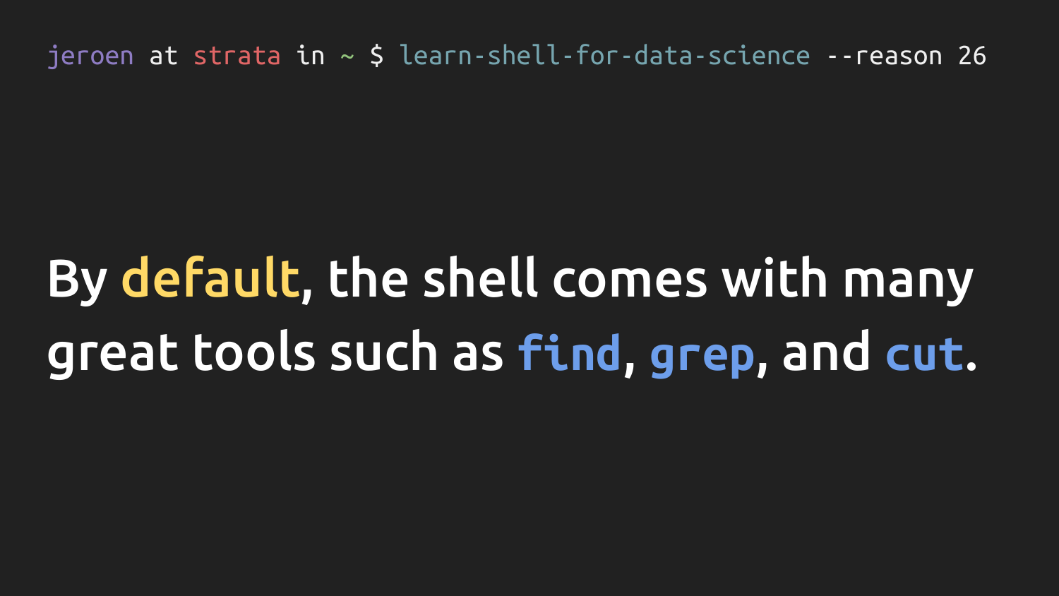```
jeroen at strata in ~ $ learn-shell-for-data-science --reason 26
```

By default, the shell comes with many great tools such as `find`, `grep`, and `cut`.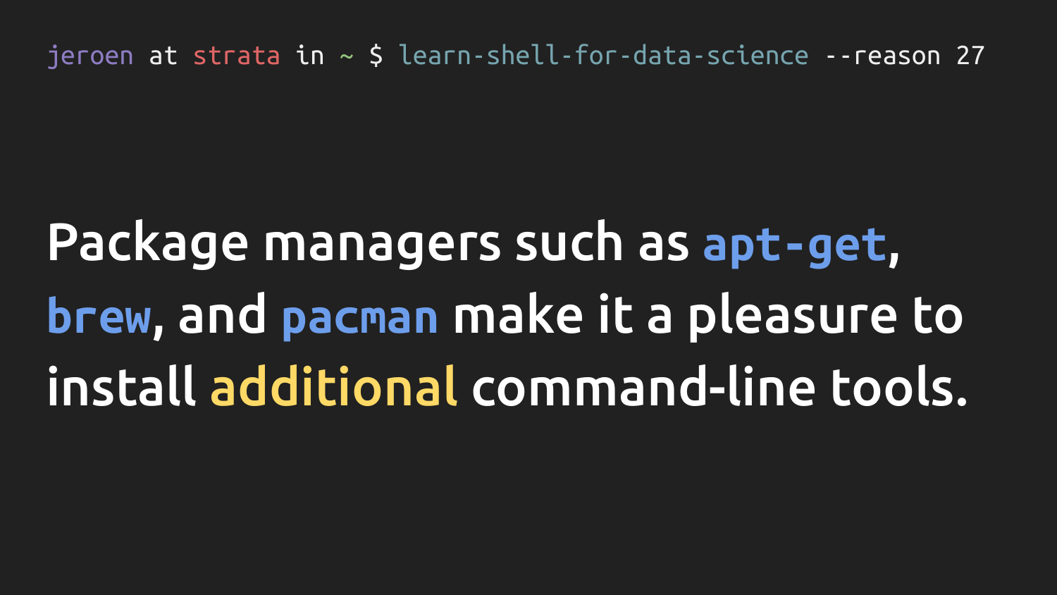```
jeroen at strata in ~ $ learn-shell-for-data-science --reason 27
```

Package managers such as `apt-get`, `brew`, and `pacman` make it a pleasure to install additional command-line tools.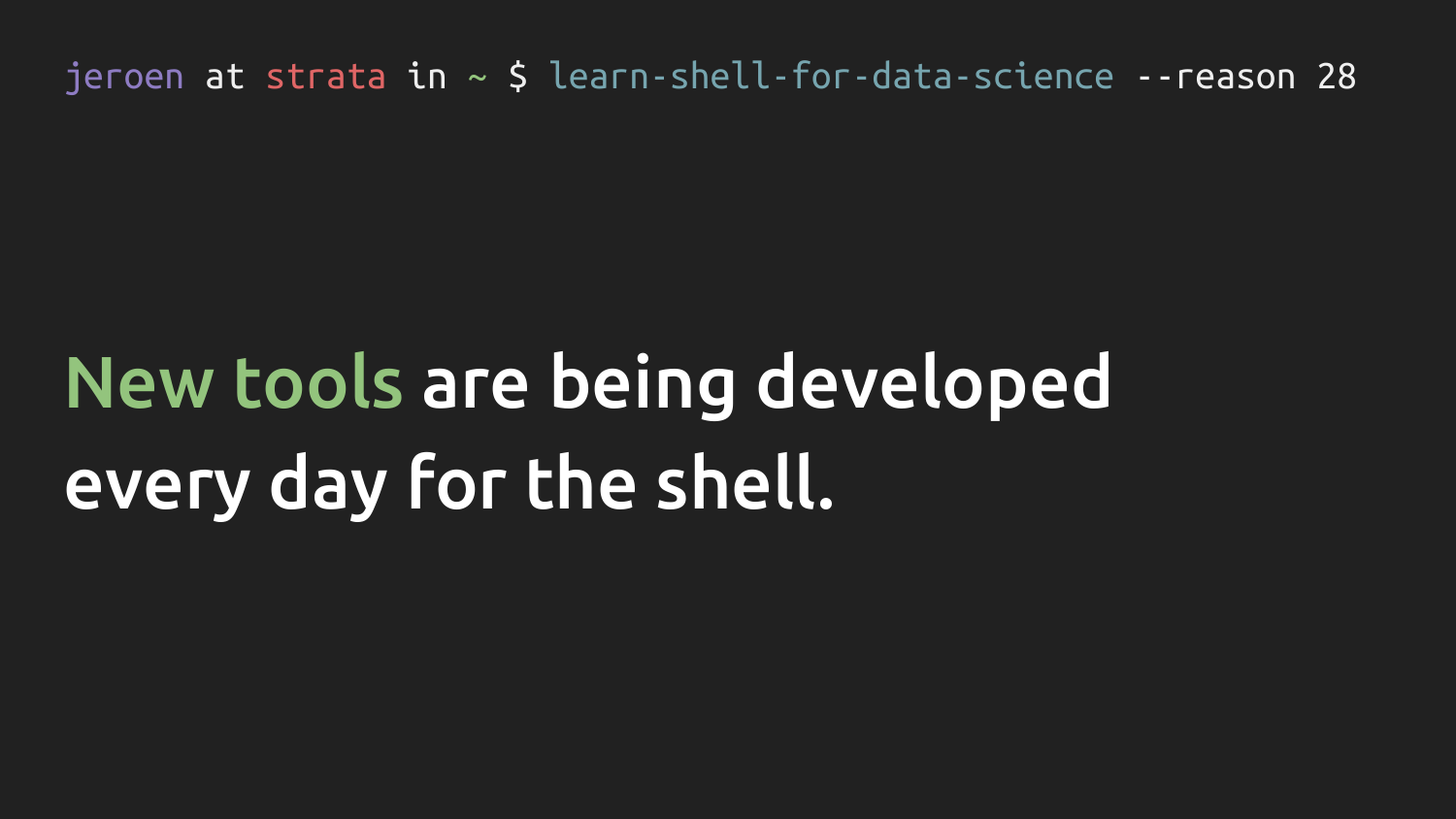```
jeroen at strata in ~ $ learn-shell-for-data-science --reason 28
```

# New tools are being developed every day for the shell.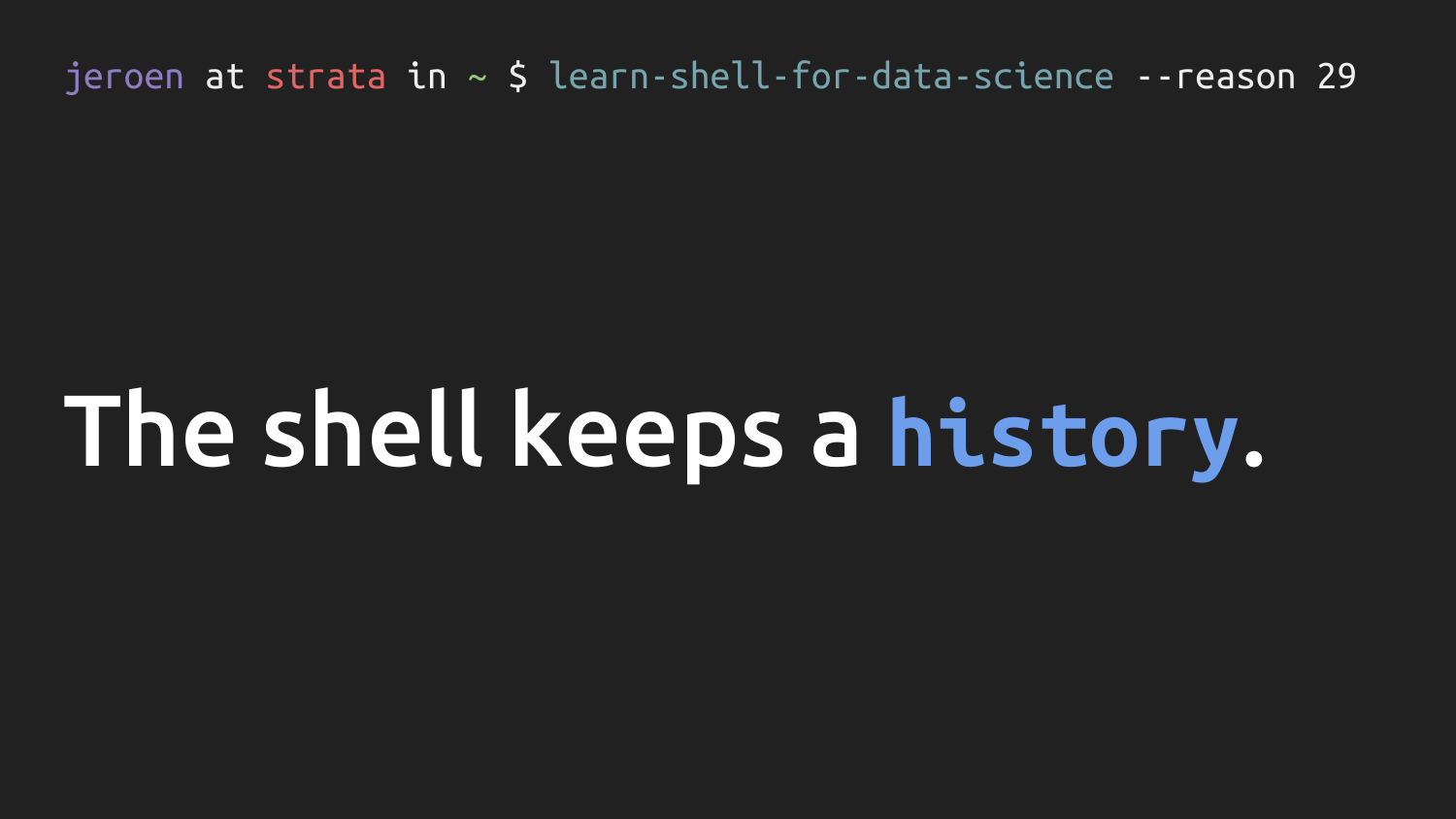```
jeroen at strata in ~ $ learn-shell-for-data-science --reason 29
```

# The shell keeps a history.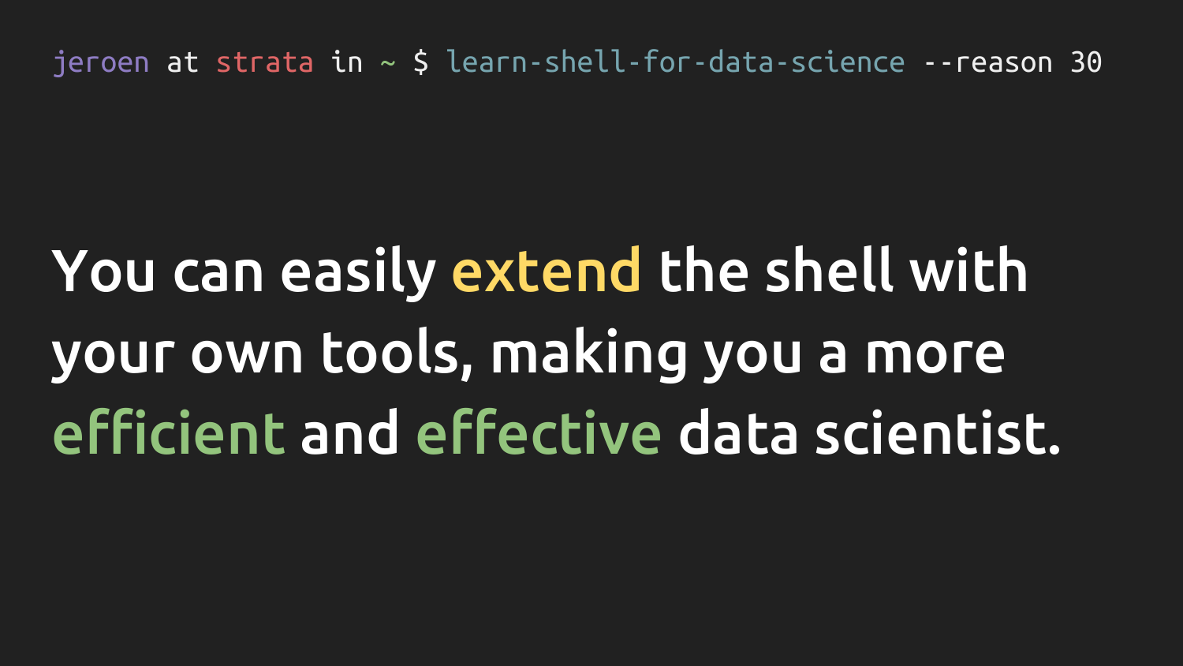```
jeroen at strata in ~ $ learn-shell-for-data-science --reason 30
```

# You can easily extend the shell with your own tools, making you a more efficient and effective data scientist.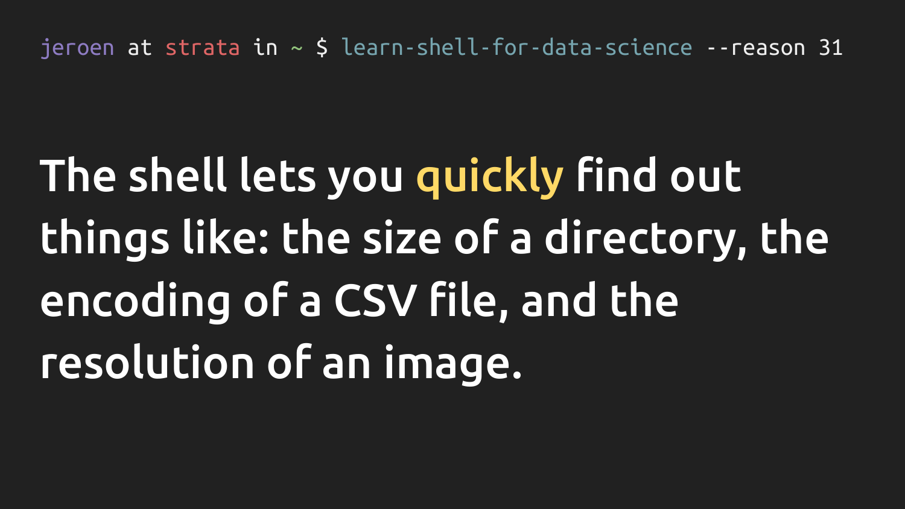```
jeroen at strata in ~ $ learn-shell-for-data-science --reason 31
```

# The shell lets you **quickly** find out things like: the size of a directory, the encoding of a CSV file, and the resolution of an image.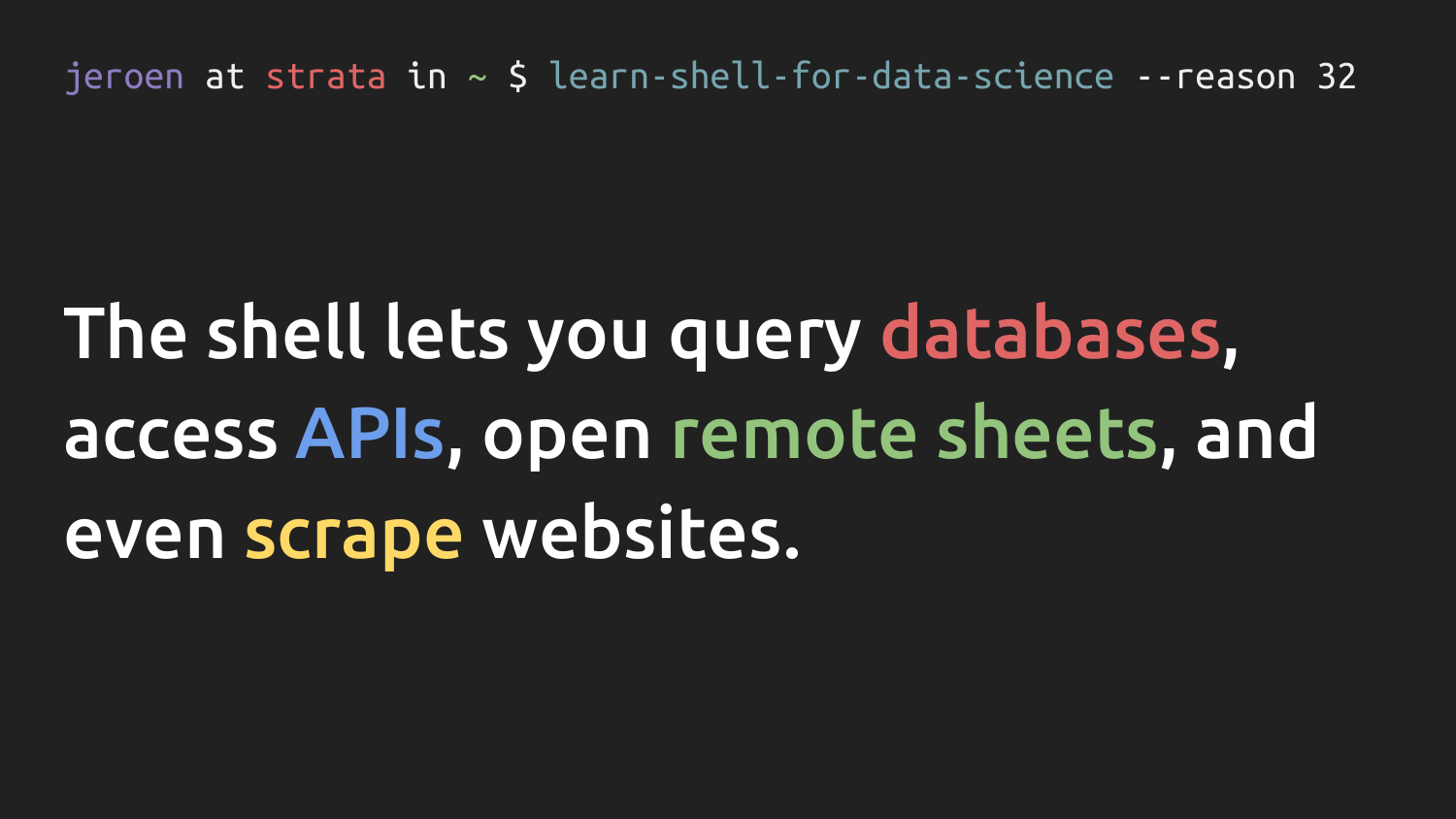```
jeroen at strata in ~ $ learn-shell-for-data-science --reason 32
```

# The shell lets you query databases, access APIs, open remote sheets, and even scrape websites.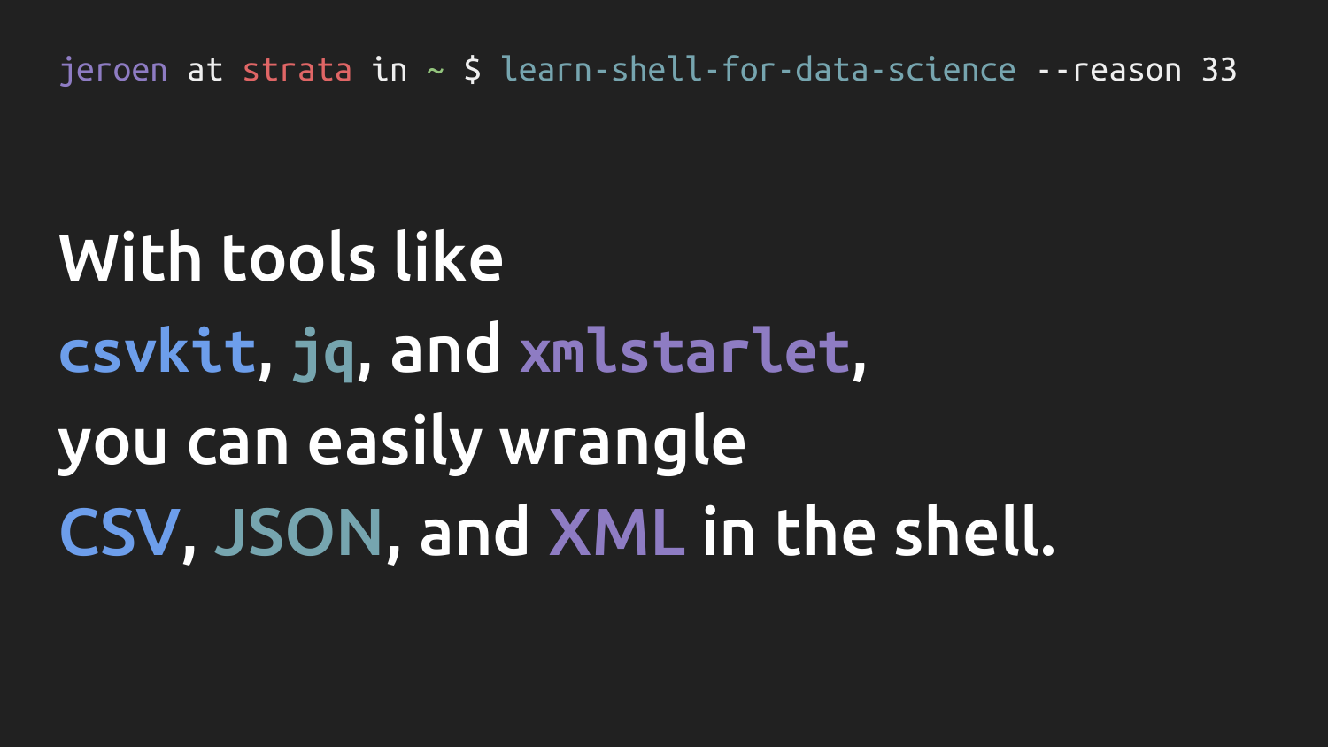```
jeroen at strata in ~ $ learn-shell-for-data-science --reason 33
```

With tools like
`csvkit`, `jq`, and `xmlstarlet`,
you can easily wrangle
CSV, JSON, and XML in the shell.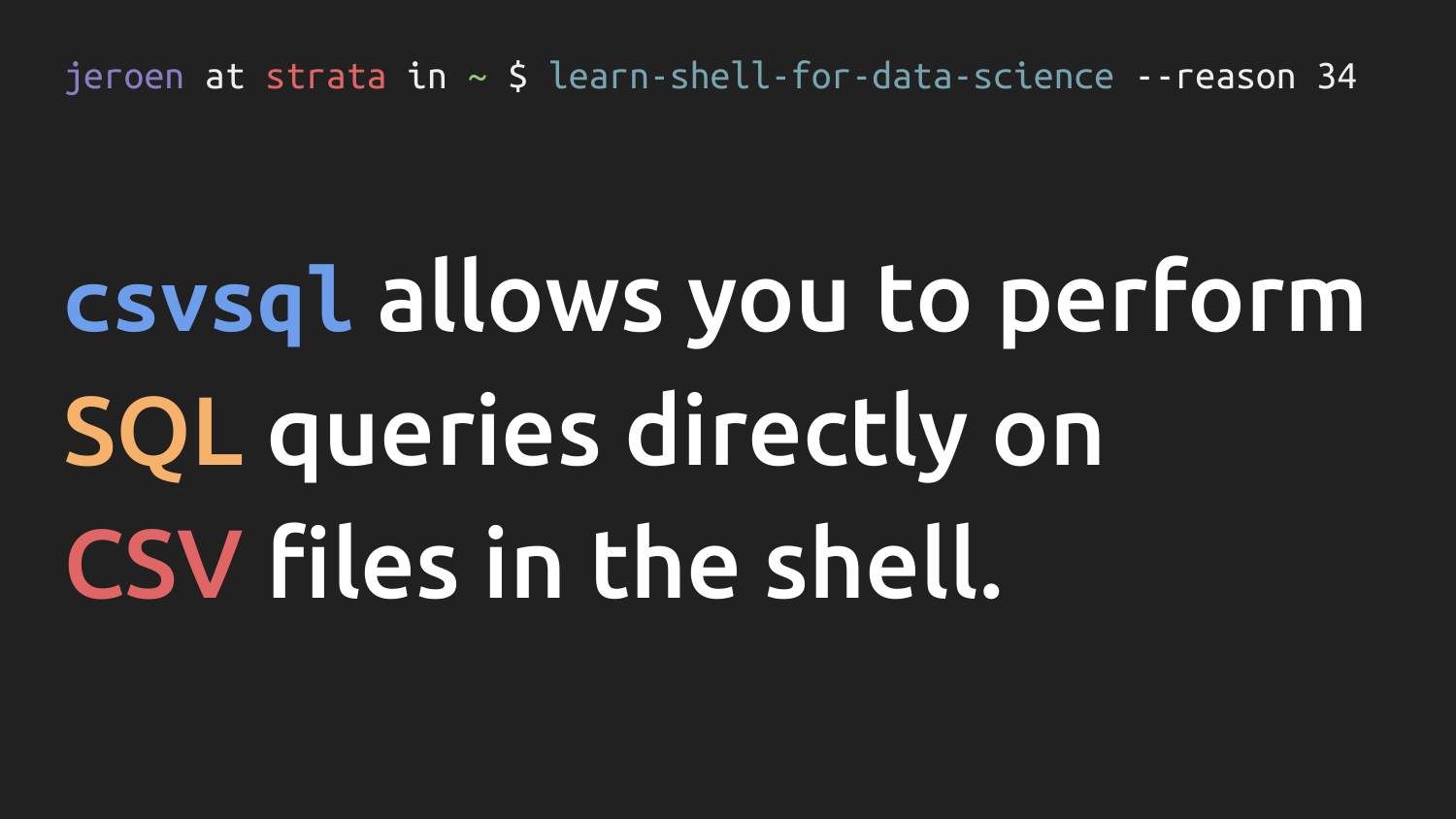```
jeroen at strata in ~ $ learn-shell-for-data-science --reason 34
```

# **csvsql** allows you to perform SQL queries directly on CSV files in the shell.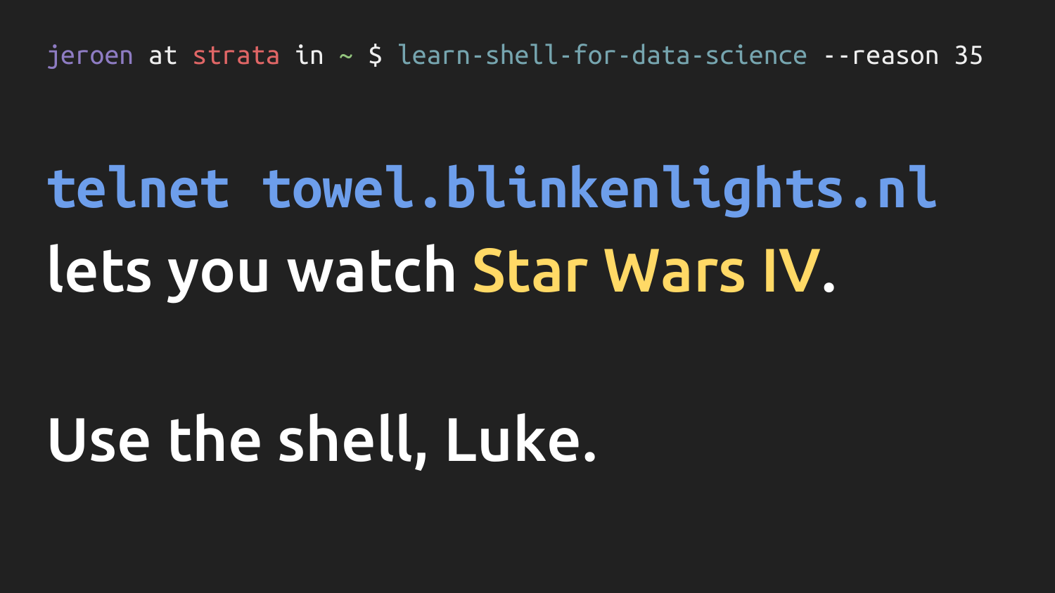```
jeroen at strata in ~ $ learn-shell-for-data-science --reason 35
```

**`telnet towel.blinkenlights.nl`**
lets you watch Star Wars IV.

Use the shell, Luke.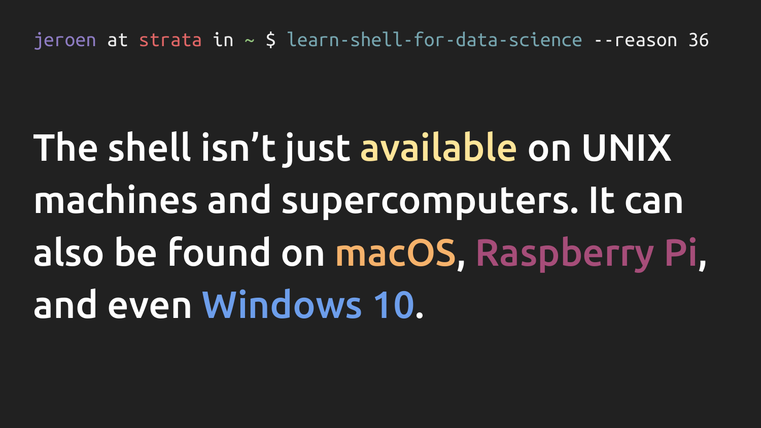```
jeroen at strata in ~ $ learn-shell-for-data-science --reason 36
```

The shell isn’t just available on UNIX machines and supercomputers. It can also be found on macOS, Raspberry Pi, and even Windows 10.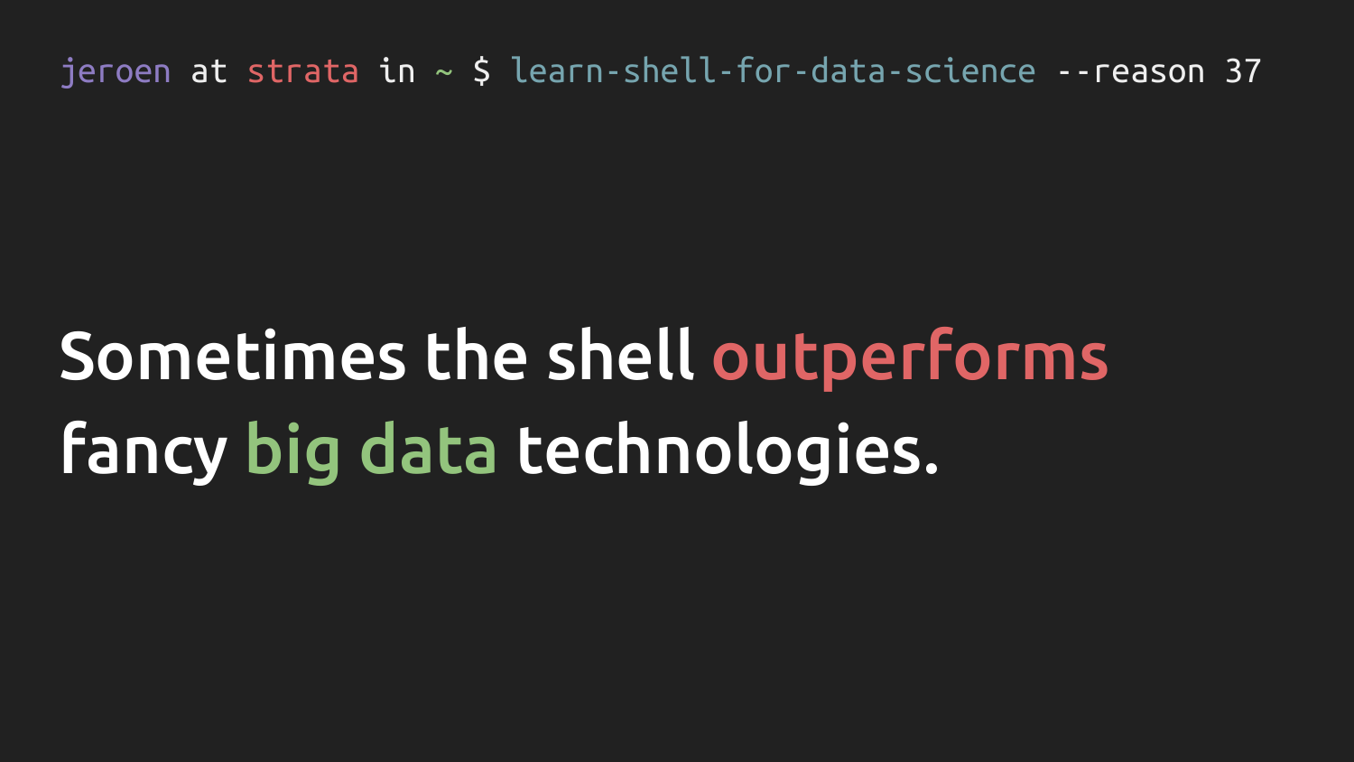```
jeroen at strata in ~ $ learn-shell-for-data-science --reason 37
```

# Sometimes the shell outperforms fancy big data technologies.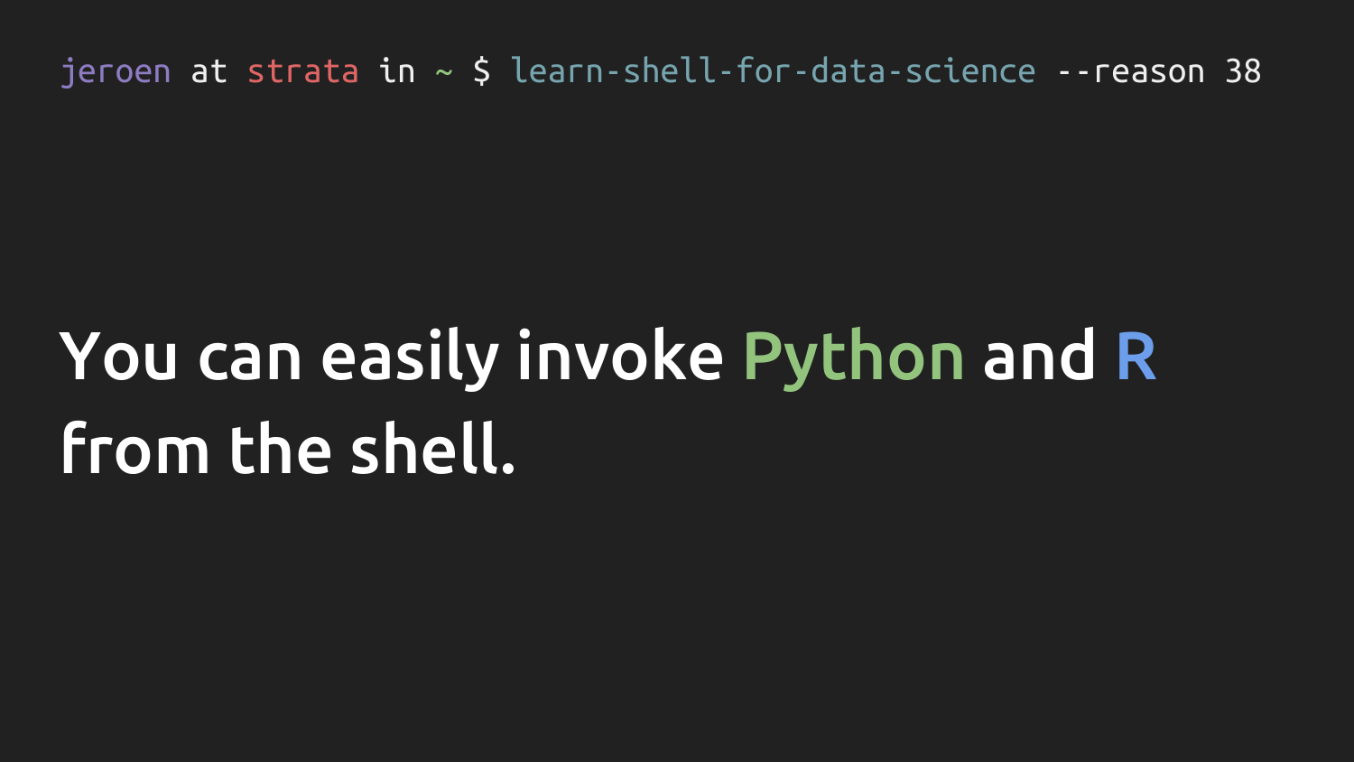```
jeroen at strata in ~ $ learn-shell-for-data-science --reason 38
```

# You can easily invoke Python and R from the shell.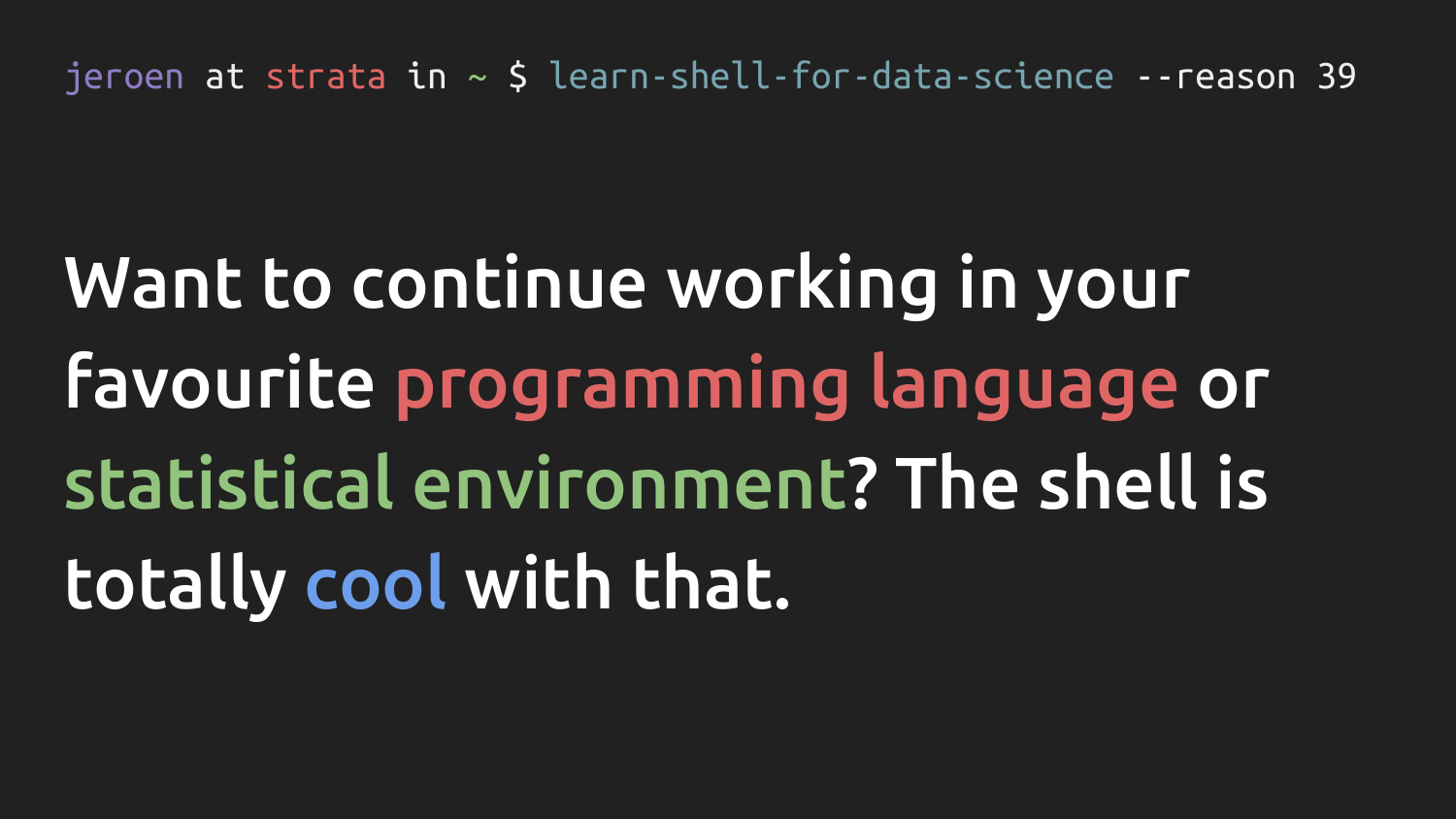```
jeroen at strata in ~ $ learn-shell-for-data-science --reason 39
```

# Want to continue working in your favourite programming language or statistical environment? The shell is totally cool with that.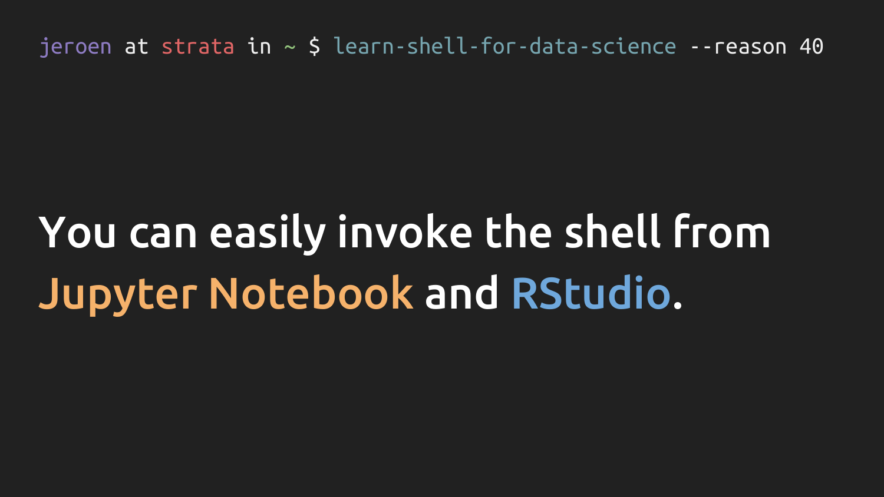```
jeroen at strata in ~ $ learn-shell-for-data-science --reason 40
```

# You can easily invoke the shell from Jupyter Notebook and RStudio.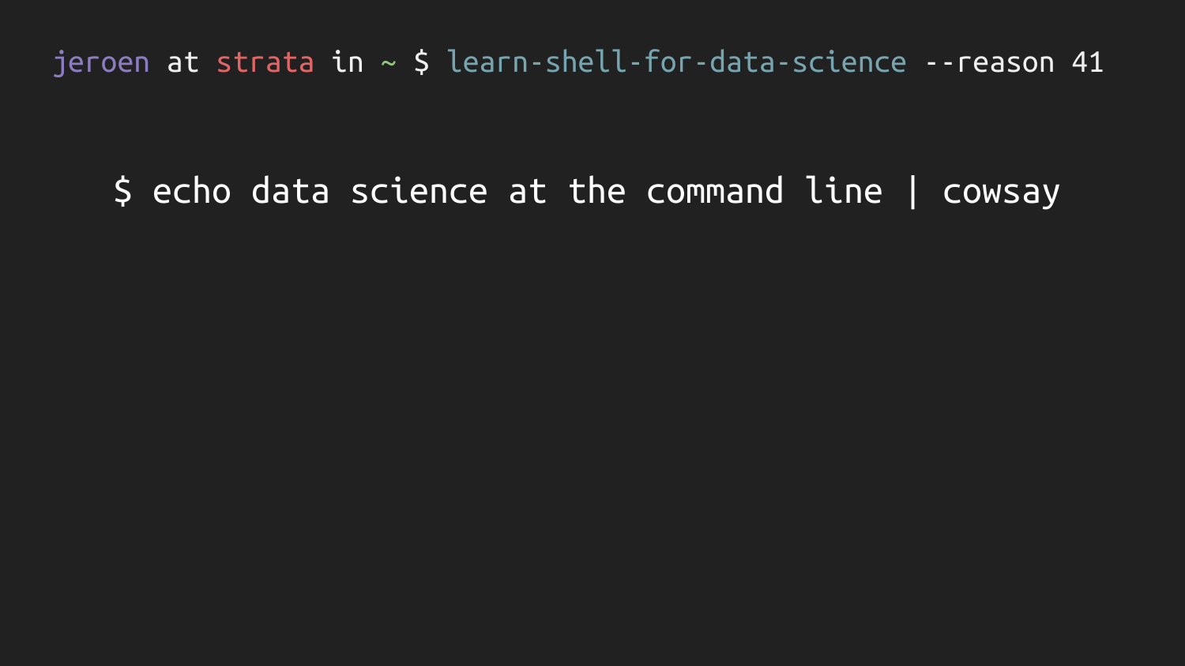```
jeroen at strata in ~ $ learn-shell-for-data-science --reason 41
```

```
$ echo data science at the command line | cowsay
```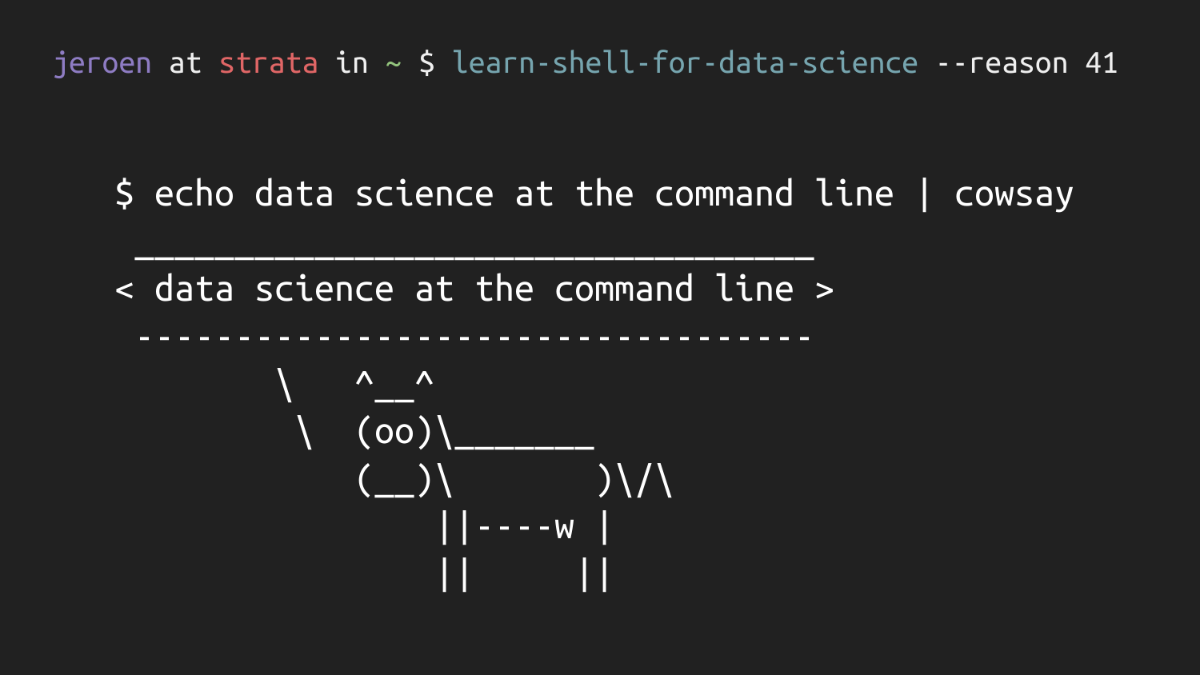```
jeroen at strata in ~ $ learn-shell-for-data-science --reason 41
```

```
$ echo data science at the command line | cowsay
 __________________________________
< data science at the command line >
 ----------------------------------
        \   ^__^
         \  (oo)\_______
            (__)\       )\/\
                ||----w |
                ||     ||
```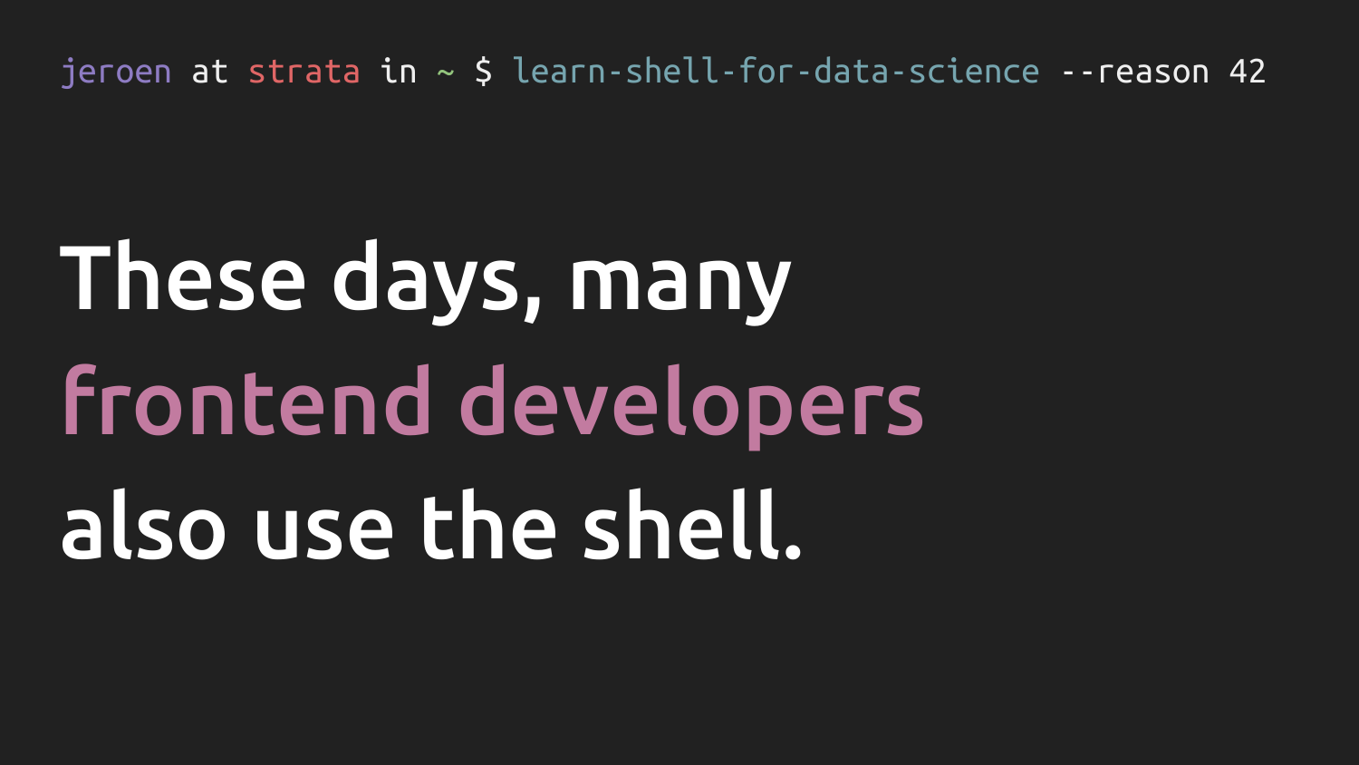```
jeroen at strata in ~ $ learn-shell-for-data-science --reason 42
```

# These days, many frontend developers also use the shell.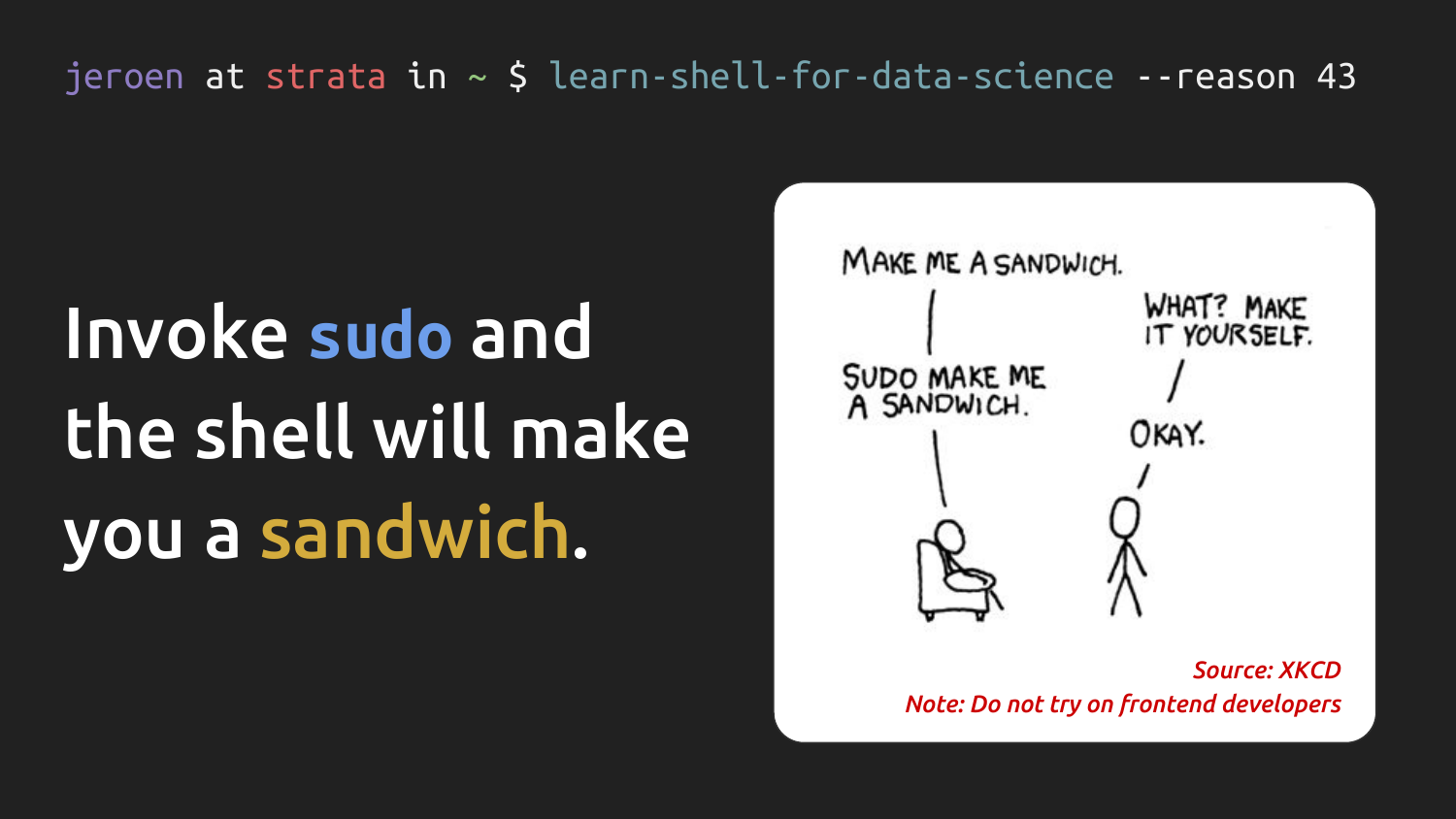```
jeroen at strata in ~ $ learn-shell-for-data-science --reason 43
```

# Invoke sudo and the shell will make you a sandwich.

MAKE ME A SANDWICH.

WHAT? MAKE IT YOURSELF.

SUDO MAKE ME A SANDWICH.

OKAY.

*Source: XKCD*

*Note: Do not try on frontend developers*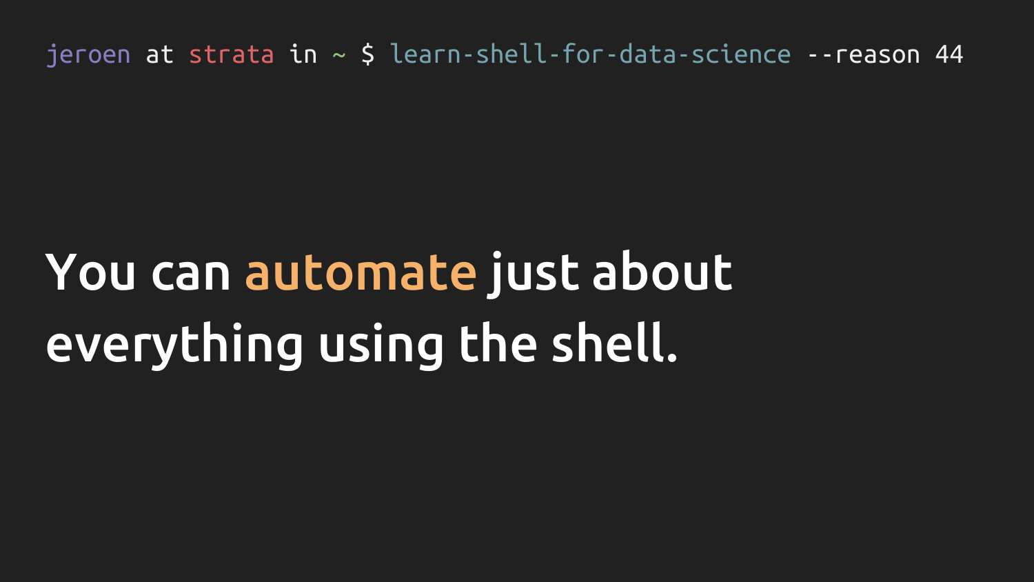```
jeroen at strata in ~ $ learn-shell-for-data-science --reason 44
```

# You can **automate** just about everything using the shell.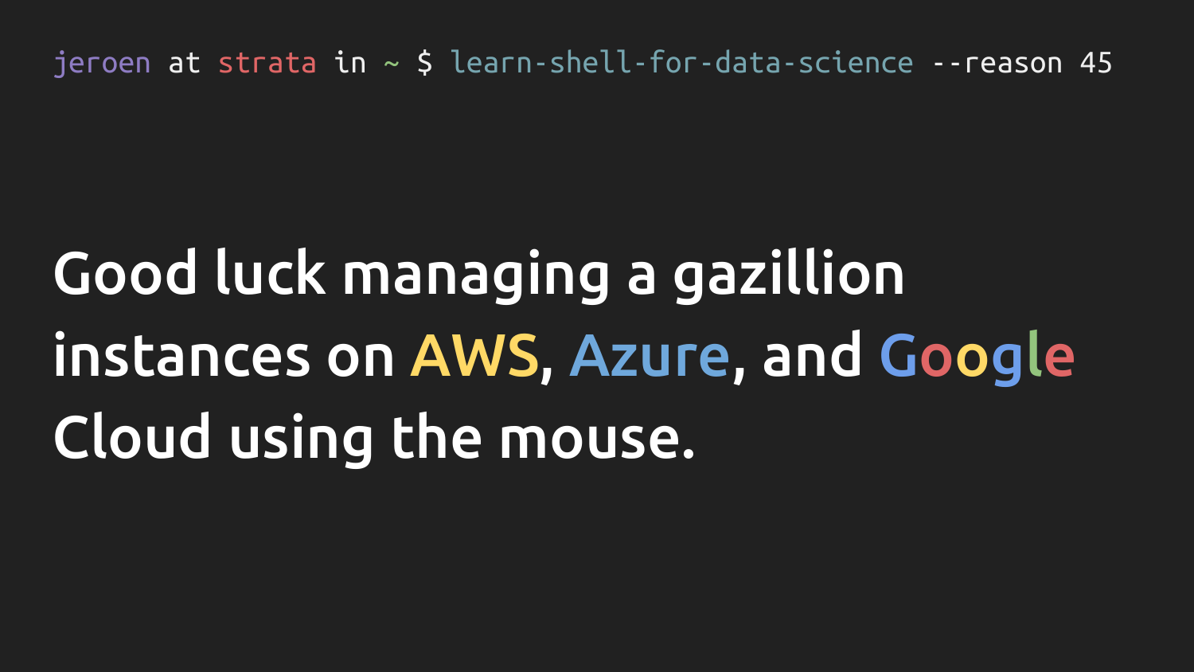```
jeroen at strata in ~ $ learn-shell-for-data-science --reason 45
```

# Good luck managing a gazillion instances on AWS, Azure, and Google Cloud using the mouse.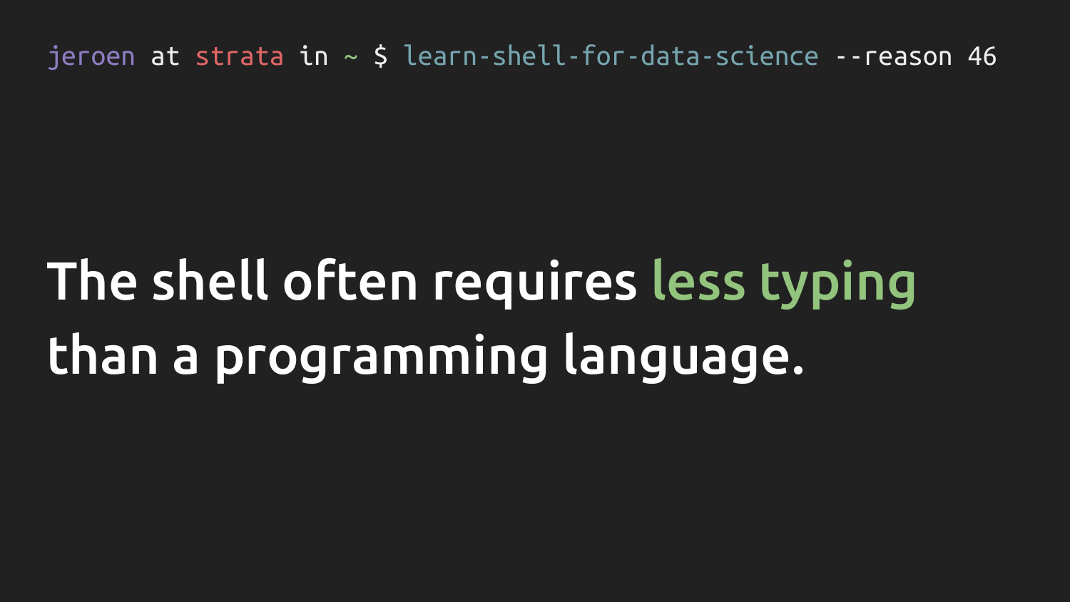```
jeroen at strata in ~ $ learn-shell-for-data-science --reason 46
```

# The shell often requires less typing than a programming language.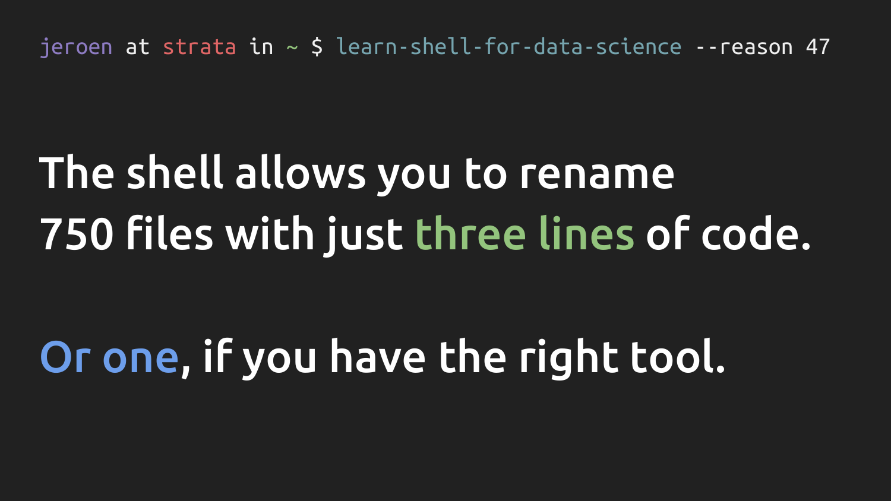```
jeroen at strata in ~ $ learn-shell-for-data-science --reason 47
```

The shell allows you to rename 750 files with just three lines of code.

Or one, if you have the right tool.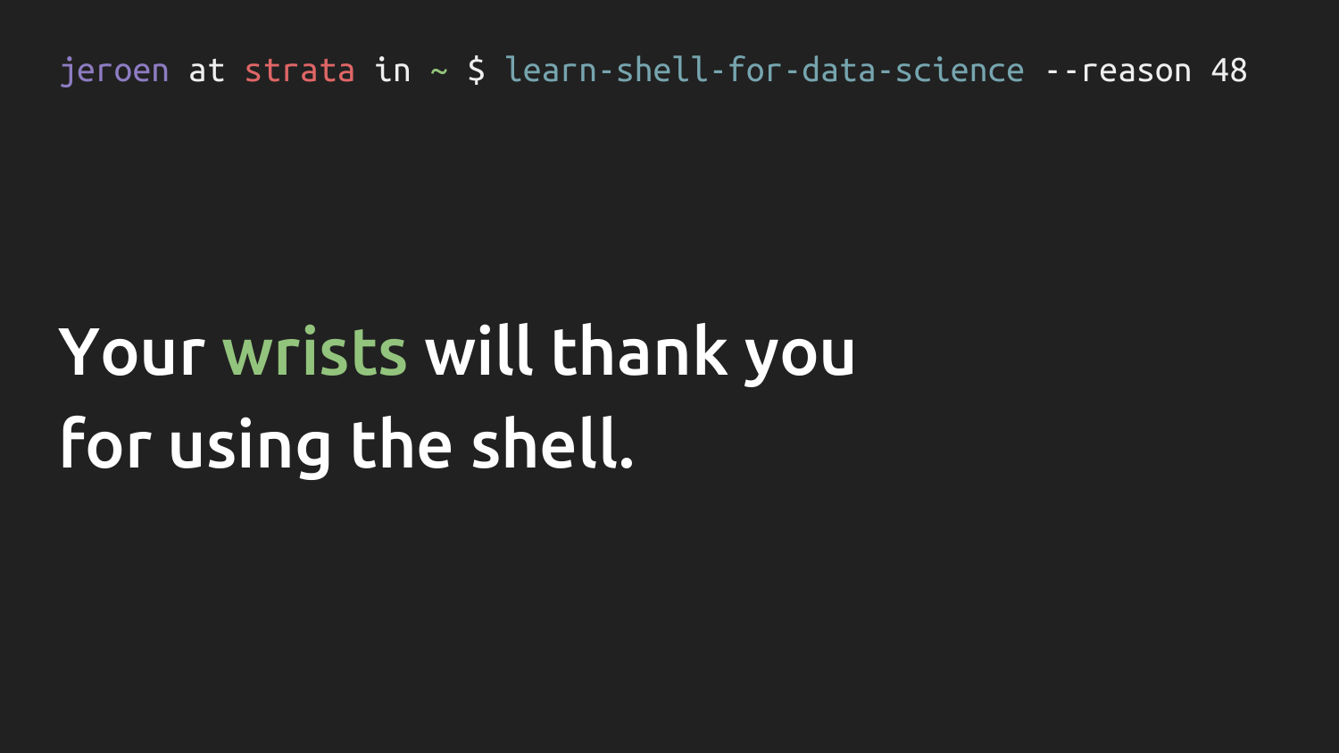```
jeroen at strata in ~ $ learn-shell-for-data-science --reason 48
```

# Your wrists will thank you for using the shell.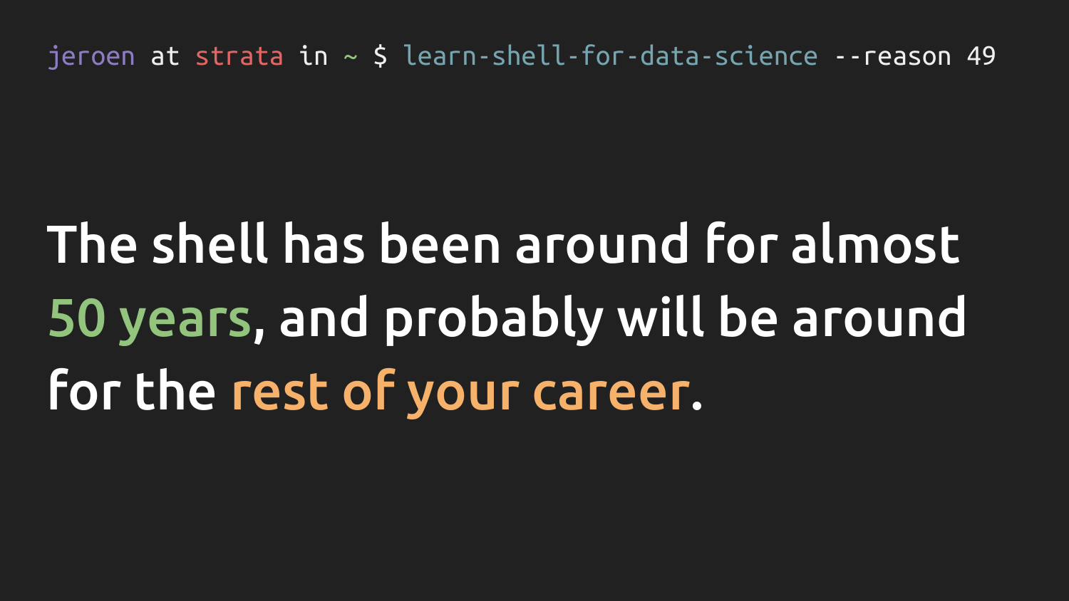```
jeroen at strata in ~ $ learn-shell-for-data-science --reason 49
```

# The shell has been around for almost 50 years, and probably will be around for the rest of your career.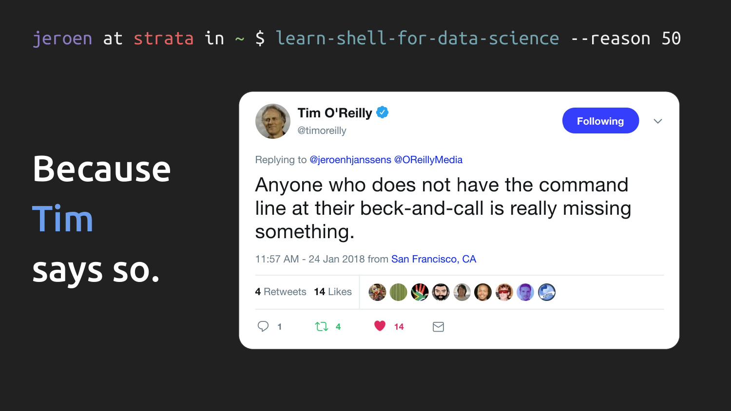```
jeroen at strata in ~ $ learn-shell-for-data-science --reason 50
```

# Because Tim says so.

**Tim O'Reilly** @timoreilly

Replying to @jeroenhjanssens @OReillyMedia

Anyone who does not have the command line at their beck-and-call is really missing something.

11:57 AM - 24 Jan 2018 from San Francisco, CA

4 Retweets 14 Likes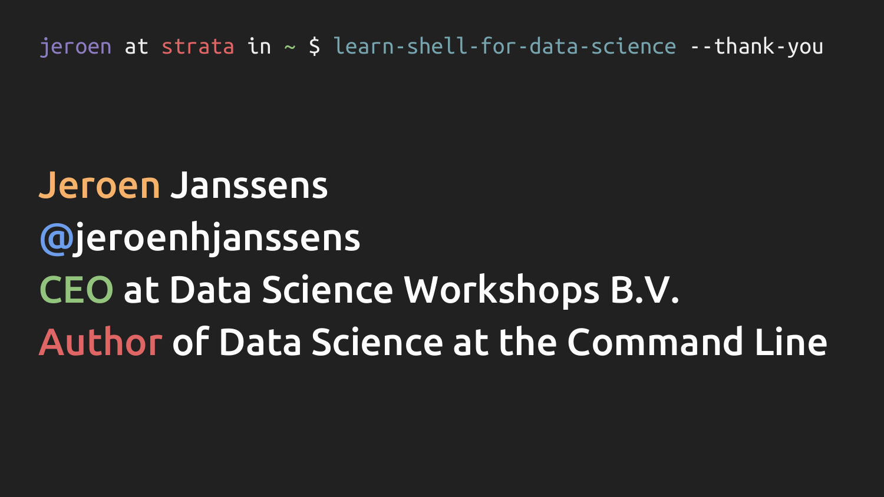```
jeroen at strata in ~ $ learn-shell-for-data-science --thank-you
```

Jeroen Janssens

@jeroenhjanssens

CEO at Data Science Workshops B.V.

Author of Data Science at the Command Line